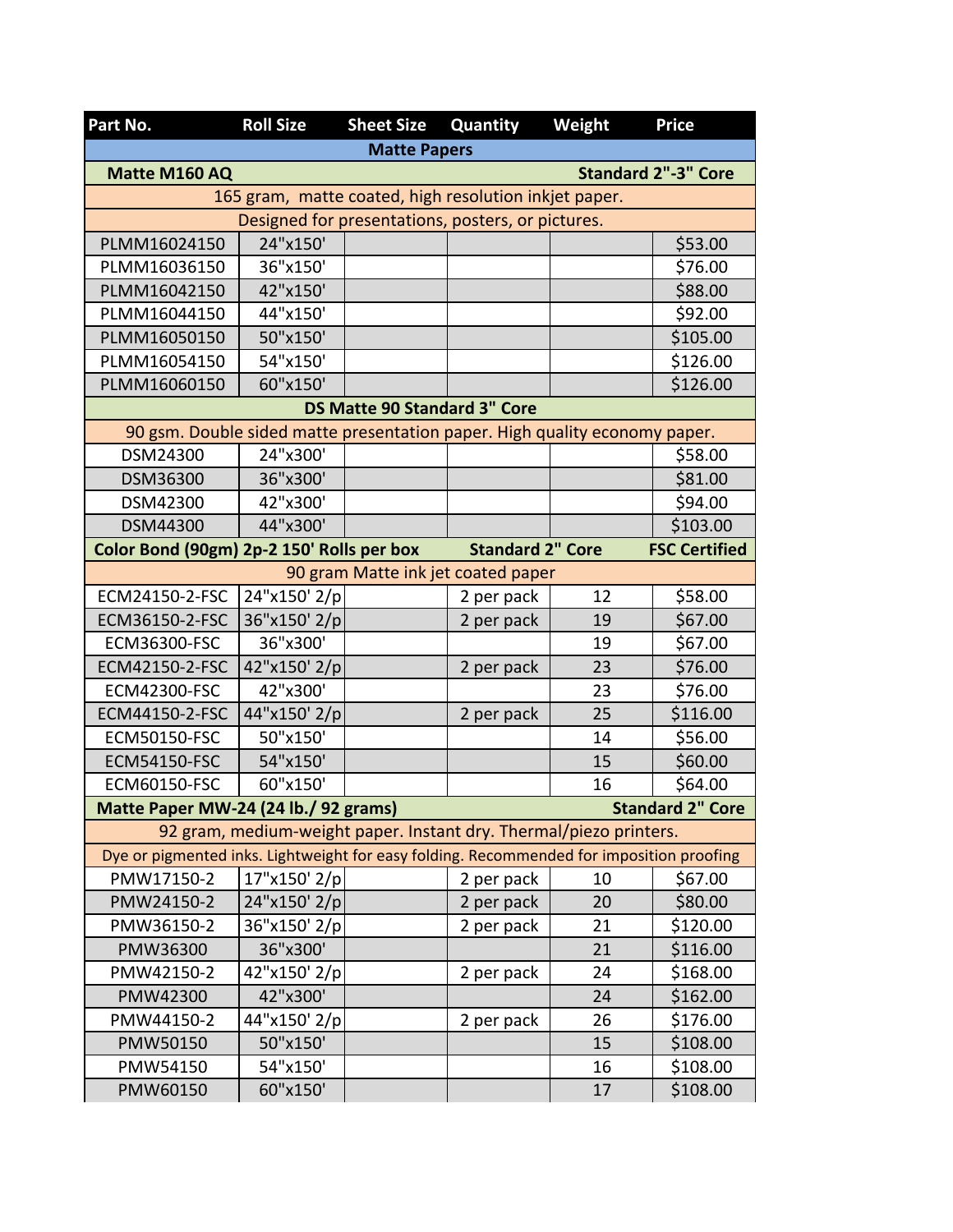| Part No. | Roll Size | Sheet Size | Quantity | Weight | Price |
|---|---|---|---|---|---|
| **Matte Papers** | | | | | |
| **Matte M160 AQ** | | | | **Standard 2"-3" Core** | |
| 165 gram, matte coated, high resolution inkjet paper. | | | | | |
| Designed for presentations, posters, or pictures. | | | | | |
| PLMM16024150 | 24"x150' | | | | $53.00 |
| PLMM16036150 | 36"x150' | | | | $76.00 |
| PLMM16042150 | 42"x150' | | | | $88.00 |
| PLMM16044150 | 44"x150' | | | | $92.00 |
| PLMM16050150 | 50"x150' | | | | $105.00 |
| PLMM16054150 | 54"x150' | | | | $126.00 |
| PLMM16060150 | 60"x150' | | | | $126.00 |
| **DS Matte 90 Standard 3" Core** | | | | | |
| 90 gsm. Double sided matte presentation paper. High quality economy paper. | | | | | |
| DSM24300 | 24"x300' | | | | $58.00 |
| DSM36300 | 36"x300' | | | | $81.00 |
| DSM42300 | 42"x300' | | | | $94.00 |
| DSM44300 | 44"x300' | | | | $103.00 |
| **Color Bond (90gm) 2p-2 150' Rolls per box** | | | **Standard 2" Core** | | **FSC Certified** |
| 90 gram Matte ink jet coated paper | | | | | |
| ECM24150-2-FSC | 24"x150' 2/p | | 2 per pack | 12 | $58.00 |
| ECM36150-2-FSC | 36"x150' 2/p | | 2 per pack | 19 | $67.00 |
| ECM36300-FSC | 36"x300' | | | 19 | $67.00 |
| ECM42150-2-FSC | 42"x150' 2/p | | 2 per pack | 23 | $76.00 |
| ECM42300-FSC | 42"x300' | | | 23 | $76.00 |
| ECM44150-2-FSC | 44"x150' 2/p | | 2 per pack | 25 | $116.00 |
| ECM50150-FSC | 50"x150' | | | 14 | $56.00 |
| ECM54150-FSC | 54"x150' | | | 15 | $60.00 |
| ECM60150-FSC | 60"x150' | | | 16 | $64.00 |
| **Matte Paper MW-24 (24 lb./ 92 grams)** | | | | **Standard 2" Core** | |
| 92 gram, medium-weight paper. Instant dry. Thermal/piezo printers. | | | | | |
| Dye or pigmented inks. Lightweight for easy folding. Recommended for imposition proofing | | | | | |
| PMW17150-2 | 17"x150' 2/p | | 2 per pack | 10 | $67.00 |
| PMW24150-2 | 24"x150' 2/p | | 2 per pack | 20 | $80.00 |
| PMW36150-2 | 36"x150' 2/p | | 2 per pack | 21 | $120.00 |
| PMW36300 | 36"x300' | | | 21 | $116.00 |
| PMW42150-2 | 42"x150' 2/p | | 2 per pack | 24 | $168.00 |
| PMW42300 | 42"x300' | | | 24 | $162.00 |
| PMW44150-2 | 44"x150' 2/p | | 2 per pack | 26 | $176.00 |
| PMW50150 | 50"x150' | | | 15 | $108.00 |
| PMW54150 | 54"x150' | | | 16 | $108.00 |
| PMW60150 | 60"x150' | | | 17 | $108.00 |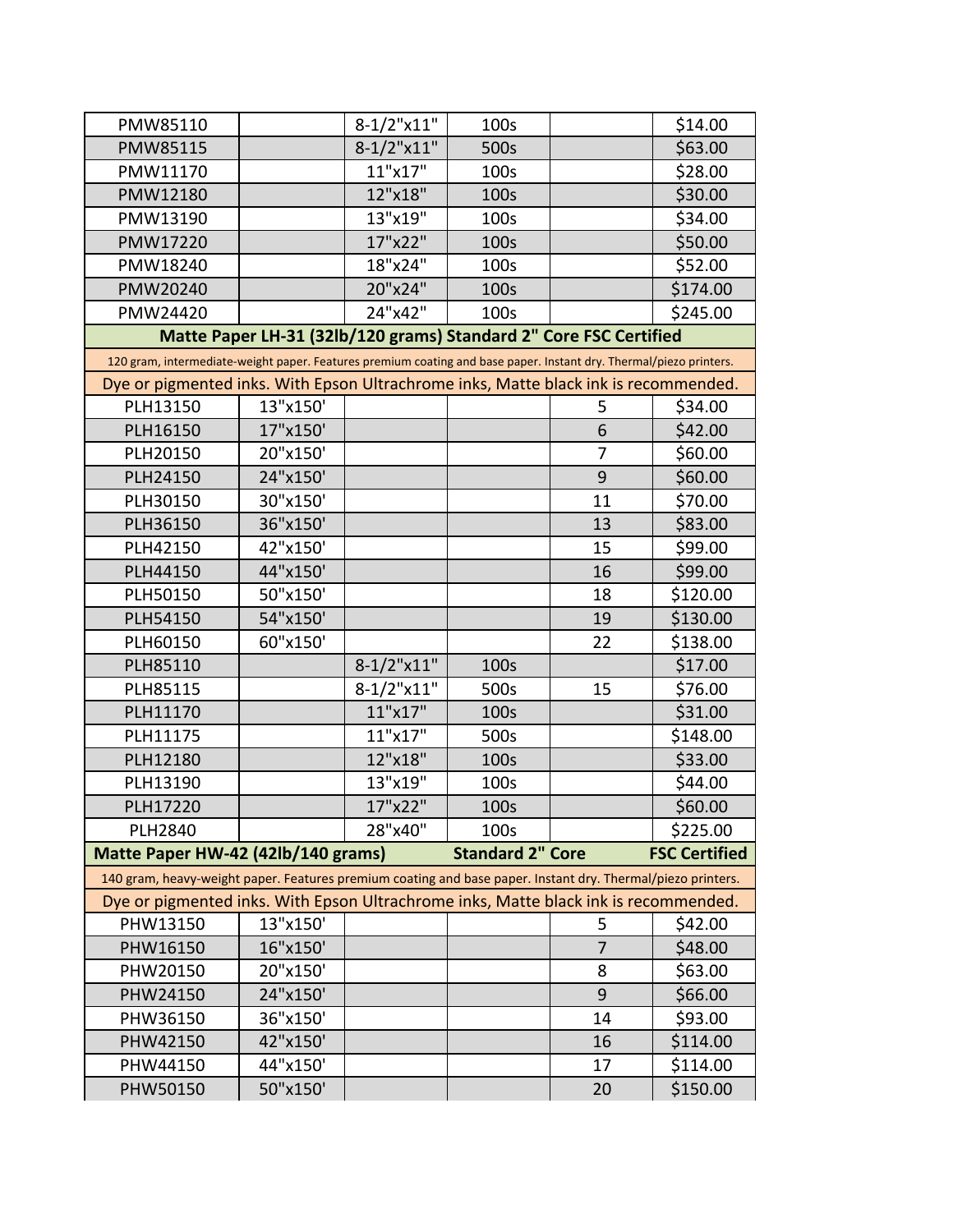| | | | | | |
|---|---|---|---|---|---|
| PMW85110 | | 8-1/2"x11" | 100s | | $14.00 |
| PMW85115 | | 8-1/2"x11" | 500s | | $63.00 |
| PMW11170 | | 11"x17" | 100s | | $28.00 |
| PMW12180 | | 12"x18" | 100s | | $30.00 |
| PMW13190 | | 13"x19" | 100s | | $34.00 |
| PMW17220 | | 17"x22" | 100s | | $50.00 |
| PMW18240 | | 18"x24" | 100s | | $52.00 |
| PMW20240 | | 20"x24" | 100s | | $174.00 |
| PMW24420 | | 24"x42" | 100s | | $245.00 |
| **Matte Paper LH-31 (32lb/120 grams) Standard 2" Core FSC Certified** | | | | | |
| 120 gram, intermediate-weight paper. Features premium coating and base paper. Instant dry. Thermal/piezo printers. | | | | | |
| Dye or pigmented inks. With Epson Ultrachrome inks, Matte black ink is recommended. | | | | | |
| PLH13150 | 13"x150' | | | 5 | $34.00 |
| PLH16150 | 17"x150' | | | 6 | $42.00 |
| PLH20150 | 20"x150' | | | 7 | $60.00 |
| PLH24150 | 24"x150' | | | 9 | $60.00 |
| PLH30150 | 30"x150' | | | 11 | $70.00 |
| PLH36150 | 36"x150' | | | 13 | $83.00 |
| PLH42150 | 42"x150' | | | 15 | $99.00 |
| PLH44150 | 44"x150' | | | 16 | $99.00 |
| PLH50150 | 50"x150' | | | 18 | $120.00 |
| PLH54150 | 54"x150' | | | 19 | $130.00 |
| PLH60150 | 60"x150' | | | 22 | $138.00 |
| PLH85110 | | 8-1/2"x11" | 100s | | $17.00 |
| PLH85115 | | 8-1/2"x11" | 500s | 15 | $76.00 |
| PLH11170 | | 11"x17" | 100s | | $31.00 |
| PLH11175 | | 11"x17" | 500s | | $148.00 |
| PLH12180 | | 12"x18" | 100s | | $33.00 |
| PLH13190 | | 13"x19" | 100s | | $44.00 |
| PLH17220 | | 17"x22" | 100s | | $60.00 |
| PLH2840 | | 28"x40" | 100s | | $225.00 |
| **Matte Paper HW-42 (42lb/140 grams) Standard 2" Core FSC Certified** | | | | | |
| 140 gram, heavy-weight paper. Features premium coating and base paper. Instant dry. Thermal/piezo printers. | | | | | |
| Dye or pigmented inks. With Epson Ultrachrome inks, Matte black ink is recommended. | | | | | |
| PHW13150 | 13"x150' | | | 5 | $42.00 |
| PHW16150 | 16"x150' | | | 7 | $48.00 |
| PHW20150 | 20"x150' | | | 8 | $63.00 |
| PHW24150 | 24"x150' | | | 9 | $66.00 |
| PHW36150 | 36"x150' | | | 14 | $93.00 |
| PHW42150 | 42"x150' | | | 16 | $114.00 |
| PHW44150 | 44"x150' | | | 17 | $114.00 |
| PHW50150 | 50"x150' | | | 20 | $150.00 |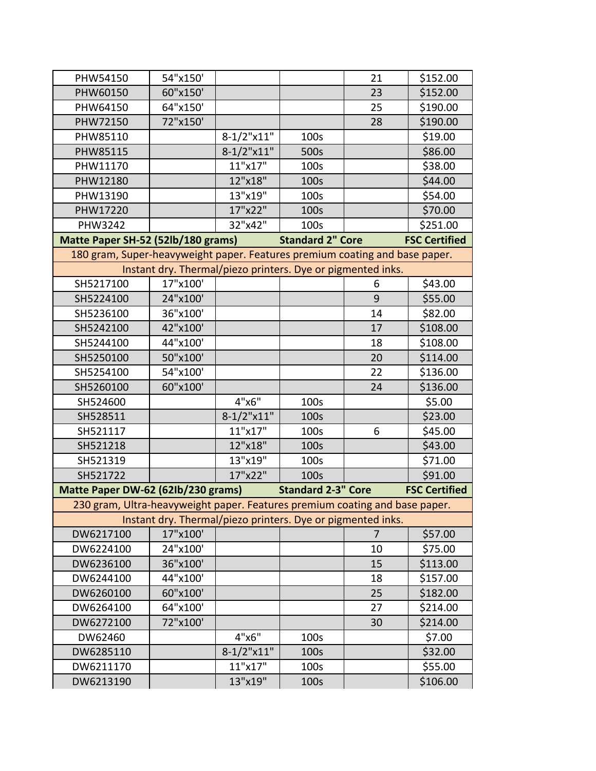| | | | | | |
|---|---|---|---|---|---|
| PHW54150 | 54"x150' | | | 21 | $152.00 |
| PHW60150 | 60"x150' | | | 23 | $152.00 |
| PHW64150 | 64"x150' | | | 25 | $190.00 |
| PHW72150 | 72"x150' | | | 28 | $190.00 |
| PHW85110 | | 8-1/2"x11" | 100s | | $19.00 |
| PHW85115 | | 8-1/2"x11" | 500s | | $86.00 |
| PHW11170 | | 11"x17" | 100s | | $38.00 |
| PHW12180 | | 12"x18" | 100s | | $44.00 |
| PHW13190 | | 13"x19" | 100s | | $54.00 |
| PHW17220 | | 17"x22" | 100s | | $70.00 |
| PHW3242 | | 32"x42" | 100s | | $251.00 |
| **Matte Paper SH-52 (52lb/180 grams)** | | | **Standard 2" Core** | | **FSC Certified** |
| 180 gram, Super-heavyweight paper. Features premium coating and base paper. | | | | | |
| Instant dry. Thermal/piezo printers. Dye or pigmented inks. | | | | | |
| SH5217100 | 17"x100' | | | 6 | $43.00 |
| SH5224100 | 24"x100' | | | 9 | $55.00 |
| SH5236100 | 36"x100' | | | 14 | $82.00 |
| SH5242100 | 42"x100' | | | 17 | $108.00 |
| SH5244100 | 44"x100' | | | 18 | $108.00 |
| SH5250100 | 50"x100' | | | 20 | $114.00 |
| SH5254100 | 54"x100' | | | 22 | $136.00 |
| SH5260100 | 60"x100' | | | 24 | $136.00 |
| SH524600 | | 4"x6" | 100s | | $5.00 |
| SH528511 | | 8-1/2"x11" | 100s | | $23.00 |
| SH521117 | | 11"x17" | 100s | 6 | $45.00 |
| SH521218 | | 12"x18" | 100s | | $43.00 |
| SH521319 | | 13"x19" | 100s | | $71.00 |
| SH521722 | | 17"x22" | 100s | | $91.00 |
| **Matte Paper DW-62 (62lb/230 grams)** | | | **Standard 2-3" Core** | | **FSC Certified** |
| 230 gram, Ultra-heavyweight paper. Features premium coating and base paper. | | | | | |
| Instant dry. Thermal/piezo printers. Dye or pigmented inks. | | | | | |
| DW6217100 | 17"x100' | | | 7 | $57.00 |
| DW6224100 | 24"x100' | | | 10 | $75.00 |
| DW6236100 | 36"x100' | | | 15 | $113.00 |
| DW6244100 | 44"x100' | | | 18 | $157.00 |
| DW6260100 | 60"x100' | | | 25 | $182.00 |
| DW6264100 | 64"x100' | | | 27 | $214.00 |
| DW6272100 | 72"x100' | | | 30 | $214.00 |
| DW62460 | | 4"x6" | 100s | | $7.00 |
| DW6285110 | | 8-1/2"x11" | 100s | | $32.00 |
| DW6211170 | | 11"x17" | 100s | | $55.00 |
| DW6213190 | | 13"x19" | 100s | | $106.00 |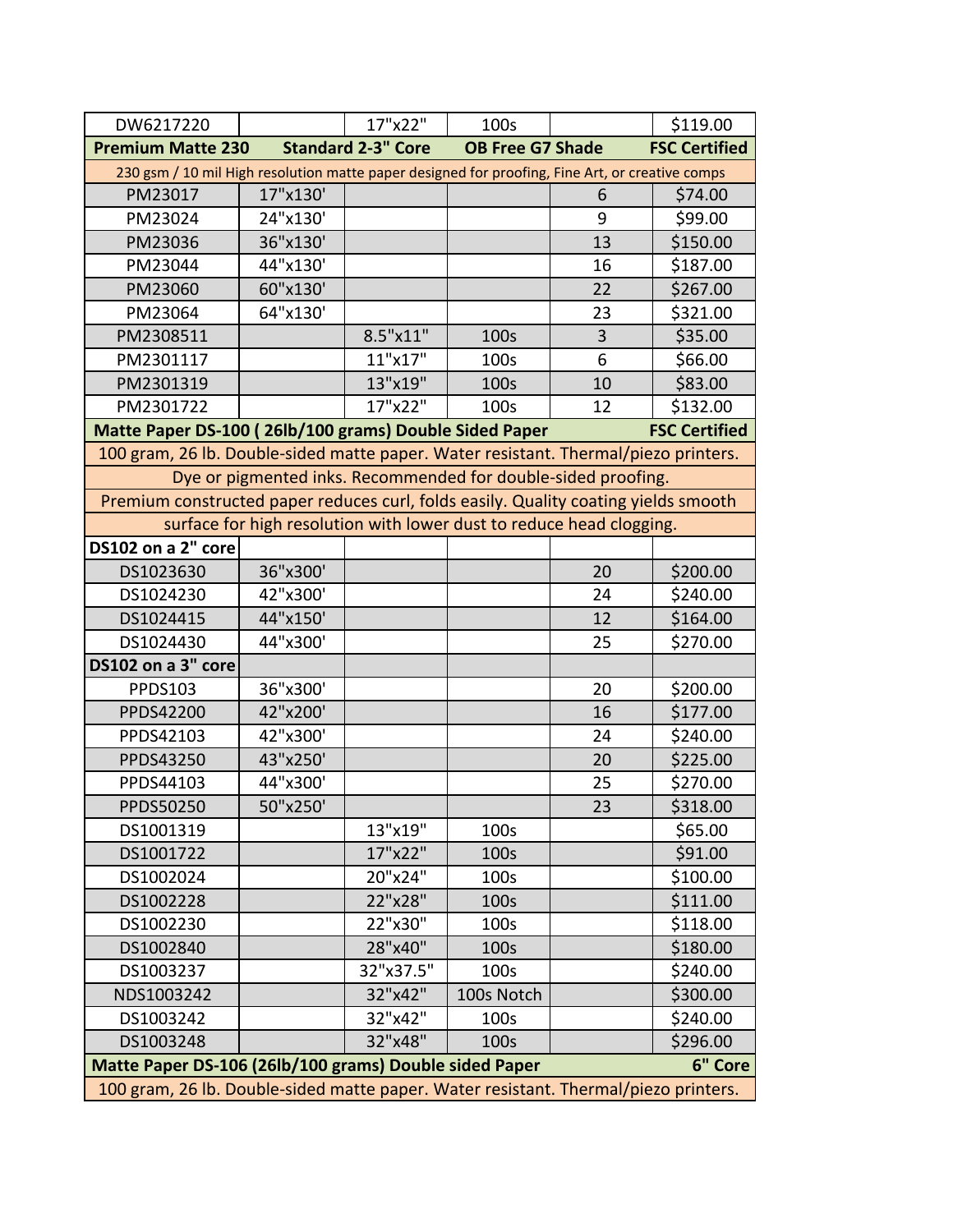| DW6217220 | | 17"x22" | 100s | | $119.00 |
|---|---|---|---|---|---|
| **Premium Matte 230** | **Standard 2-3" Core** | | **OB Free G7 Shade** | | **FSC Certified** |
| 230 gsm / 10 mil High resolution matte paper designed for proofing, Fine Art, or creative comps | | | | | |
| PM23017 | 17"x130' | | | 6 | $74.00 |
| PM23024 | 24"x130' | | | 9 | $99.00 |
| PM23036 | 36"x130' | | | 13 | $150.00 |
| PM23044 | 44"x130' | | | 16 | $187.00 |
| PM23060 | 60"x130' | | | 22 | $267.00 |
| PM23064 | 64"x130' | | | 23 | $321.00 |
| PM2308511 | | 8.5"x11" | 100s | 3 | $35.00 |
| PM2301117 | | 11"x17" | 100s | 6 | $66.00 |
| PM2301319 | | 13"x19" | 100s | 10 | $83.00 |
| PM2301722 | | 17"x22" | 100s | 12 | $132.00 |
| **Matte Paper DS-100 ( 26lb/100 grams) Double Sided Paper** | | | | | **FSC Certified** |
| 100 gram, 26 lb. Double-sided matte paper. Water resistant. Thermal/piezo printers. Dye or pigmented inks. Recommended for double-sided proofing. Premium constructed paper reduces curl, folds easily. Quality coating yields smooth surface for high resolution with lower dust to reduce head clogging. | | | | | |
| **DS102 on a 2" core** | | | | | |
| DS1023630 | 36"x300' | | | 20 | $200.00 |
| DS1024230 | 42"x300' | | | 24 | $240.00 |
| DS1024415 | 44"x150' | | | 12 | $164.00 |
| DS1024430 | 44"x300' | | | 25 | $270.00 |
| **DS102 on a 3" core** | | | | | |
| PPDS103 | 36"x300' | | | 20 | $200.00 |
| PPDS42200 | 42"x200' | | | 16 | $177.00 |
| PPDS42103 | 42"x300' | | | 24 | $240.00 |
| PPDS43250 | 43"x250' | | | 20 | $225.00 |
| PPDS44103 | 44"x300' | | | 25 | $270.00 |
| PPDS50250 | 50"x250' | | | 23 | $318.00 |
| DS1001319 | | 13"x19" | 100s | | $65.00 |
| DS1001722 | | 17"x22" | 100s | | $91.00 |
| DS1002024 | | 20"x24" | 100s | | $100.00 |
| DS1002228 | | 22"x28" | 100s | | $111.00 |
| DS1002230 | | 22"x30" | 100s | | $118.00 |
| DS1002840 | | 28"x40" | 100s | | $180.00 |
| DS1003237 | | 32"x37.5" | 100s | | $240.00 |
| NDS1003242 | | 32"x42" | 100s Notch | | $300.00 |
| DS1003242 | | 32"x42" | 100s | | $240.00 |
| DS1003248 | | 32"x48" | 100s | | $296.00 |
| **Matte Paper DS-106 (26lb/100 grams) Double sided Paper** | | | | | **6" Core** |
| 100 gram, 26 lb. Double-sided matte paper. Water resistant. Thermal/piezo printers. | | | | | |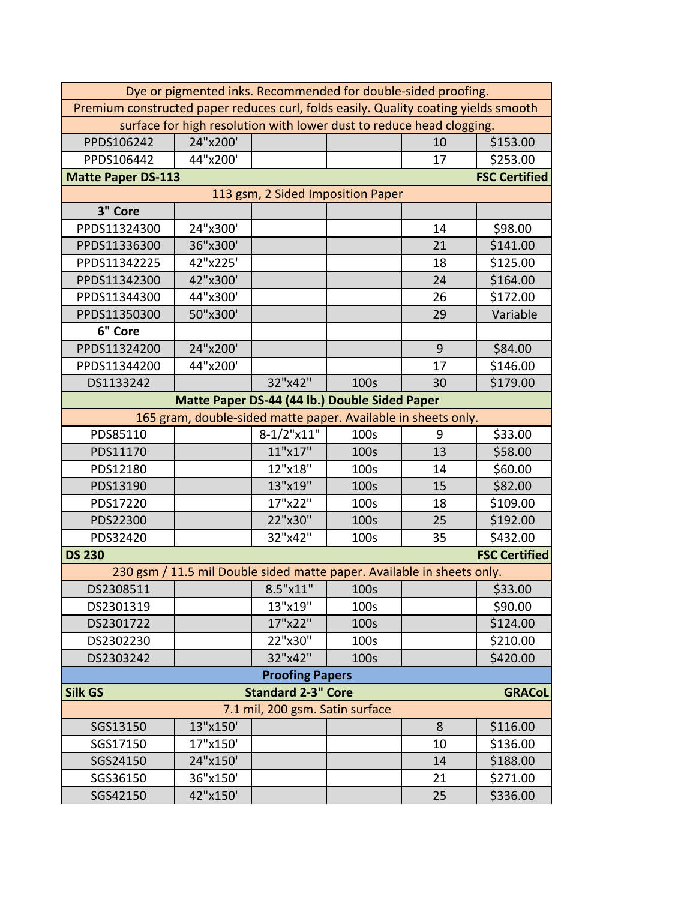| | | | | | |
|---|---|---|---|---|---|
| Dye or pigmented inks. Recommended for double-sided proofing. | | | | | |
| Premium constructed paper reduces curl, folds easily. Quality coating yields smooth surface for high resolution with lower dust to reduce head clogging. | | | | | |
| PPDS106242 | 24"x200' | | | 10 | $153.00 |
| PPDS106442 | 44"x200' | | | 17 | $253.00 |
| **Matte Paper DS-113** | | | | | **FSC Certified** |
| 113 gsm, 2 Sided Imposition Paper | | | | | |
| **3" Core** | | | | | |
| PPDS11324300 | 24"x300' | | | 14 | $98.00 |
| PPDS11336300 | 36"x300' | | | 21 | $141.00 |
| PPDS11342225 | 42"x225' | | | 18 | $125.00 |
| PPDS11342300 | 42"x300' | | | 24 | $164.00 |
| PPDS11344300 | 44"x300' | | | 26 | $172.00 |
| PPDS11350300 | 50"x300' | | | 29 | Variable |
| **6" Core** | | | | | |
| PPDS11324200 | 24"x200' | | | 9 | $84.00 |
| PPDS11344200 | 44"x200' | | | 17 | $146.00 |
| DS1133242 | | 32"x42" | 100s | 30 | $179.00 |
| **Matte Paper DS-44 (44 lb.) Double Sided Paper** | | | | | |
| 165 gram, double-sided matte paper. Available in sheets only. | | | | | |
| PDS85110 | | 8-1/2"x11" | 100s | 9 | $33.00 |
| PDS11170 | | 11"x17" | 100s | 13 | $58.00 |
| PDS12180 | | 12"x18" | 100s | 14 | $60.00 |
| PDS13190 | | 13"x19" | 100s | 15 | $82.00 |
| PDS17220 | | 17"x22" | 100s | 18 | $109.00 |
| PDS22300 | | 22"x30" | 100s | 25 | $192.00 |
| PDS32420 | | 32"x42" | 100s | 35 | $432.00 |
| **DS 230** | | | | | **FSC Certified** |
| 230 gsm / 11.5 mil Double sided matte paper. Available in sheets only. | | | | | |
| DS2308511 | | 8.5"x11" | 100s | | $33.00 |
| DS2301319 | | 13"x19" | 100s | | $90.00 |
| DS2301722 | | 17"x22" | 100s | | $124.00 |
| DS2302230 | | 22"x30" | 100s | | $210.00 |
| DS2303242 | | 32"x42" | 100s | | $420.00 |
| **Proofing Papers** | | | | | |
| **Silk GS** | | **Standard 2-3" Core** | | | **GRACoL** |
| 7.1 mil, 200 gsm. Satin surface | | | | | |
| SGS13150 | 13"x150' | | | 8 | $116.00 |
| SGS17150 | 17"x150' | | | 10 | $136.00 |
| SGS24150 | 24"x150' | | | 14 | $188.00 |
| SGS36150 | 36"x150' | | | 21 | $271.00 |
| SGS42150 | 42"x150' | | | 25 | $336.00 |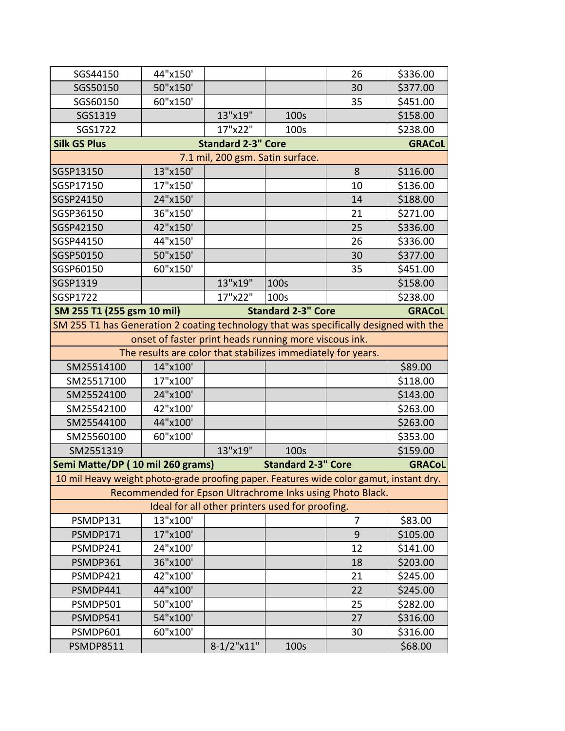| | | | | | |
|---|---|---|---|---|---|
| SGS44150 | 44"x150' | | | 26 | $336.00 |
| SGS50150 | 50"x150' | | | 30 | $377.00 |
| SGS60150 | 60"x150' | | | 35 | $451.00 |
| SGS1319 | | 13"x19" | 100s | | $158.00 |
| SGS1722 | | 17"x22" | 100s | | $238.00 |
| **Silk GS Plus** | | **Standard 2-3" Core** | | | **GRACoL** |
| 7.1 mil, 200 gsm. Satin surface. | | | | | |
| SGSP13150 | 13"x150' | | | 8 | $116.00 |
| SGSP17150 | 17"x150' | | | 10 | $136.00 |
| SGSP24150 | 24"x150' | | | 14 | $188.00 |
| SGSP36150 | 36"x150' | | | 21 | $271.00 |
| SGSP42150 | 42"x150' | | | 25 | $336.00 |
| SGSP44150 | 44"x150' | | | 26 | $336.00 |
| SGSP50150 | 50"x150' | | | 30 | $377.00 |
| SGSP60150 | 60"x150' | | | 35 | $451.00 |
| SGSP1319 | | 13"x19" | 100s | | $158.00 |
| SGSP1722 | | 17"x22" | 100s | | $238.00 |
| **SM 255 T1 (255 gsm 10 mil)** | | **Standard 2-3" Core** | | | **GRACoL** |
| SM 255 T1 has Generation 2 coating technology that was specifically designed with the onset of faster print heads running more viscous ink. | | | | | |
| The results are color that stabilizes immediately for years. | | | | | |
| SM25514100 | 14"x100' | | | | $89.00 |
| SM25517100 | 17"x100' | | | | $118.00 |
| SM25524100 | 24"x100' | | | | $143.00 |
| SM25542100 | 42"x100' | | | | $263.00 |
| SM25544100 | 44"x100' | | | | $263.00 |
| SM25560100 | 60"x100' | | | | $353.00 |
| SM2551319 | | 13"x19" | 100s | | $159.00 |
| **Semi Matte/DP ( 10 mil 260 grams)** | | **Standard 2-3" Core** | | | **GRACoL** |
| 10 mil Heavy weight photo-grade proofing paper. Features wide color gamut, instant dry. | | | | | |
| Recommended for Epson Ultrachrome Inks using Photo Black. | | | | | |
| Ideal for all other printers used for proofing. | | | | | |
| PSMDP131 | 13"x100' | | | 7 | $83.00 |
| PSMDP171 | 17"x100' | | | 9 | $105.00 |
| PSMDP241 | 24"x100' | | | 12 | $141.00 |
| PSMDP361 | 36"x100' | | | 18 | $203.00 |
| PSMDP421 | 42"x100' | | | 21 | $245.00 |
| PSMDP441 | 44"x100' | | | 22 | $245.00 |
| PSMDP501 | 50"x100' | | | 25 | $282.00 |
| PSMDP541 | 54"x100' | | | 27 | $316.00 |
| PSMDP601 | 60"x100' | | | 30 | $316.00 |
| PSMDP8511 | | 8-1/2"x11" | 100s | | $68.00 |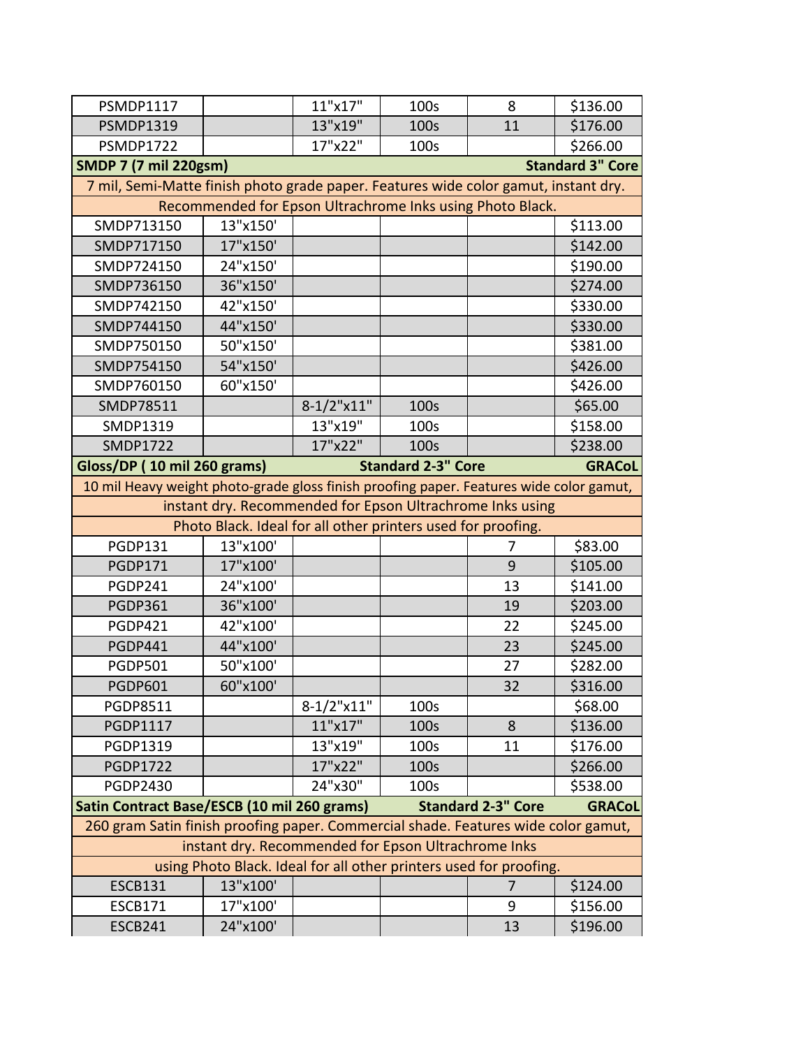| | | | | | |
|---|---|---|---|---|---|
| PSMDP1117 | | 11"x17" | 100s | 8 | $136.00 |
| PSMDP1319 | | 13"x19" | 100s | 11 | $176.00 |
| PSMDP1722 | | 17"x22" | 100s | | $266.00 |
| **SMDP 7 (7 mil 220gsm)** | | | | | **Standard 3" Core** |
| 7 mil, Semi-Matte finish photo grade paper. Features wide color gamut, instant dry. | | | | | |
| Recommended for Epson Ultrachrome Inks using Photo Black. | | | | | |
| SMDP713150 | 13"x150' | | | | $113.00 |
| SMDP717150 | 17"x150' | | | | $142.00 |
| SMDP724150 | 24"x150' | | | | $190.00 |
| SMDP736150 | 36"x150' | | | | $274.00 |
| SMDP742150 | 42"x150' | | | | $330.00 |
| SMDP744150 | 44"x150' | | | | $330.00 |
| SMDP750150 | 50"x150' | | | | $381.00 |
| SMDP754150 | 54"x150' | | | | $426.00 |
| SMDP760150 | 60"x150' | | | | $426.00 |
| SMDP78511 | | 8-1/2"x11" | 100s | | $65.00 |
| SMDP1319 | | 13"x19" | 100s | | $158.00 |
| SMDP1722 | | 17"x22" | 100s | | $238.00 |
| **Gloss/DP ( 10 mil 260 grams)** | | | **Standard 2-3" Core** | | **GRACoL** |
| 10 mil Heavy weight photo-grade gloss finish proofing paper. Features wide color gamut, instant dry. Recommended for Epson Ultrachrome Inks using Photo Black. Ideal for all other printers used for proofing. | | | | | |
| PGDP131 | 13"x100' | | | 7 | $83.00 |
| PGDP171 | 17"x100' | | | 9 | $105.00 |
| PGDP241 | 24"x100' | | | 13 | $141.00 |
| PGDP361 | 36"x100' | | | 19 | $203.00 |
| PGDP421 | 42"x100' | | | 22 | $245.00 |
| PGDP441 | 44"x100' | | | 23 | $245.00 |
| PGDP501 | 50"x100' | | | 27 | $282.00 |
| PGDP601 | 60"x100' | | | 32 | $316.00 |
| PGDP8511 | | 8-1/2"x11" | 100s | | $68.00 |
| PGDP1117 | | 11"x17" | 100s | 8 | $136.00 |
| PGDP1319 | | 13"x19" | 100s | 11 | $176.00 |
| PGDP1722 | | 17"x22" | 100s | | $266.00 |
| PGDP2430 | | 24"x30" | 100s | | $538.00 |
| **Satin Contract Base/ESCB (10 mil 260 grams)** | | | **Standard 2-3" Core** | | **GRACoL** |
| 260 gram Satin finish proofing paper. Commercial shade. Features wide color gamut, instant dry. Recommended for Epson Ultrachrome Inks using Photo Black. Ideal for all other printers used for proofing. | | | | | |
| ESCB131 | 13"x100' | | | 7 | $124.00 |
| ESCB171 | 17"x100' | | | 9 | $156.00 |
| ESCB241 | 24"x100' | | | 13 | $196.00 |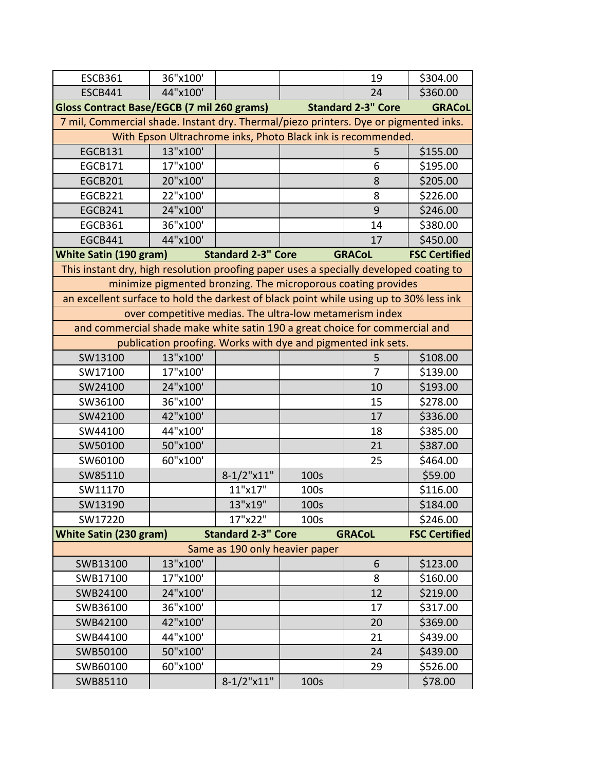| | | | | | |
|---|---|---|---|---|---|
| ESCB361 | 36"x100' | | | 19 | $304.00 |
| ESCB441 | 44"x100' | | | 24 | $360.00 |
| **Gloss Contract Base/EGCB (7 mil 260 grams)** | | | **Standard 2-3" Core** | | **GRACoL** |
| 7 mil, Commercial shade. Instant dry. Thermal/piezo printers. Dye or pigmented inks. | | | | | |
| With Epson Ultrachrome inks, Photo Black ink is recommended. | | | | | |
| EGCB131 | 13"x100' | | | 5 | $155.00 |
| EGCB171 | 17"x100' | | | 6 | $195.00 |
| EGCB201 | 20"x100' | | | 8 | $205.00 |
| EGCB221 | 22"x100' | | | 8 | $226.00 |
| EGCB241 | 24"x100' | | | 9 | $246.00 |
| EGCB361 | 36"x100' | | | 14 | $380.00 |
| EGCB441 | 44"x100' | | | 17 | $450.00 |
| **White Satin (190 gram)** | | **Standard 2-3" Core** | | **GRACoL** | **FSC Certified** |
| This instant dry, high resolution proofing paper uses a specially developed coating to minimize pigmented bronzing. The microporous coating provides an excellent surface to hold the darkest of black point while using up to 30% less ink over competitive medias. The ultra-low metamerism index and commercial shade make white satin 190 a great choice for commercial and publication proofing. Works with dye and pigmented ink sets. | | | | | |
| SW13100 | 13"x100' | | | 5 | $108.00 |
| SW17100 | 17"x100' | | | 7 | $139.00 |
| SW24100 | 24"x100' | | | 10 | $193.00 |
| SW36100 | 36"x100' | | | 15 | $278.00 |
| SW42100 | 42"x100' | | | 17 | $336.00 |
| SW44100 | 44"x100' | | | 18 | $385.00 |
| SW50100 | 50"x100' | | | 21 | $387.00 |
| SW60100 | 60"x100' | | | 25 | $464.00 |
| SW85110 | | 8-1/2"x11" | 100s | | $59.00 |
| SW11170 | | 11"x17" | 100s | | $116.00 |
| SW13190 | | 13"x19" | 100s | | $184.00 |
| SW17220 | | 17"x22" | 100s | | $246.00 |
| **White Satin (230 gram)** | | **Standard 2-3" Core** | | **GRACoL** | **FSC Certified** |
| Same as 190 only heavier paper | | | | | |
| SWB13100 | 13"x100' | | | 6 | $123.00 |
| SWB17100 | 17"x100' | | | 8 | $160.00 |
| SWB24100 | 24"x100' | | | 12 | $219.00 |
| SWB36100 | 36"x100' | | | 17 | $317.00 |
| SWB42100 | 42"x100' | | | 20 | $369.00 |
| SWB44100 | 44"x100' | | | 21 | $439.00 |
| SWB50100 | 50"x100' | | | 24 | $439.00 |
| SWB60100 | 60"x100' | | | 29 | $526.00 |
| SWB85110 | | 8-1/2"x11" | 100s | | $78.00 |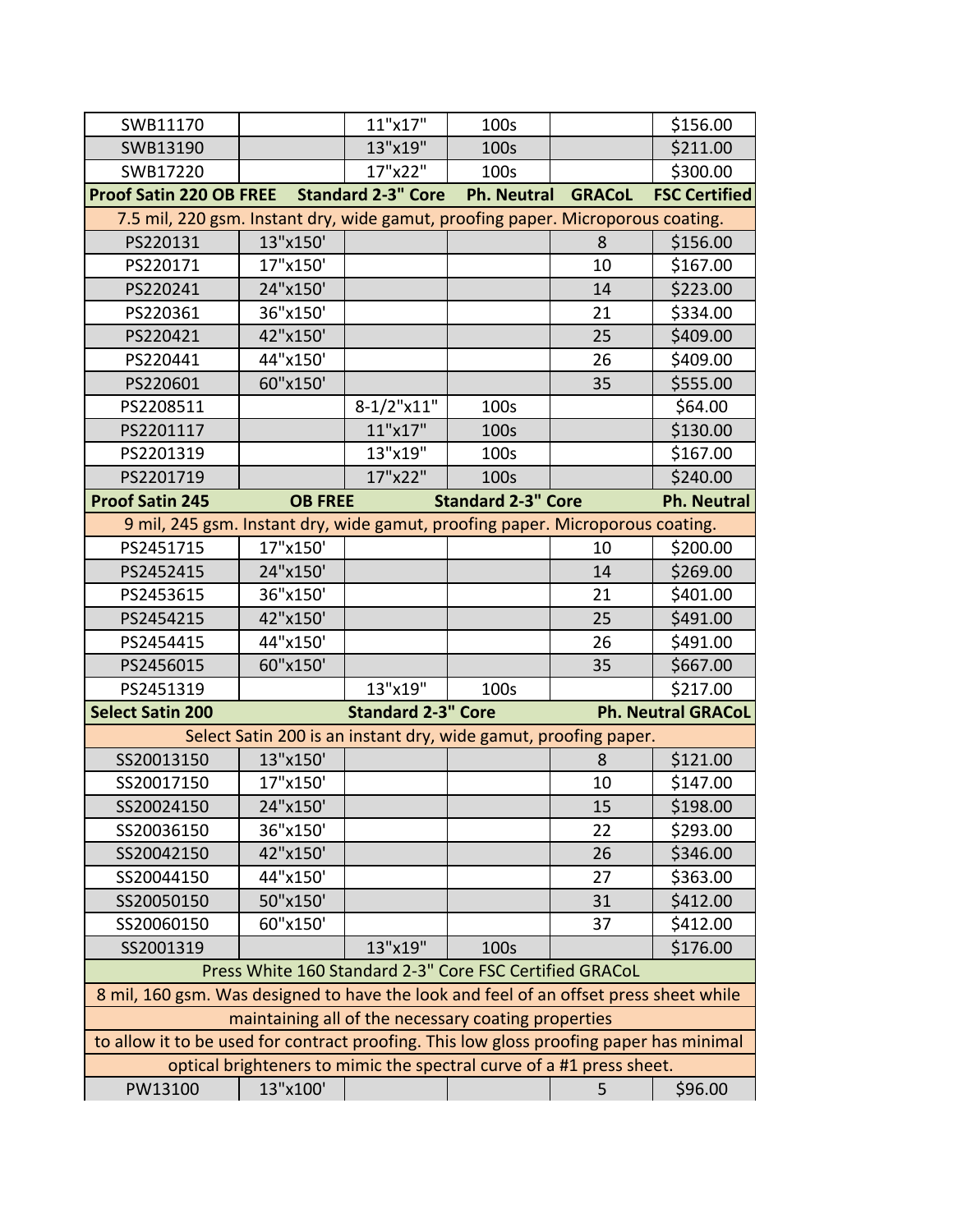| | | | | | |
|---|---|---|---|---|---|
| SWB11170 | | 11"x17" | 100s | | $156.00 |
| SWB13190 | | 13"x19" | 100s | | $211.00 |
| SWB17220 | | 17"x22" | 100s | | $300.00 |
| **Proof Satin 220 OB FREE** | **Standard 2-3" Core** | | **Ph. Neutral** | **GRACoL** | **FSC Certified** |
| 7.5 mil, 220 gsm. Instant dry, wide gamut, proofing paper. Microporous coating. | | | | | |
| PS220131 | 13"x150' | | | 8 | $156.00 |
| PS220171 | 17"x150' | | | 10 | $167.00 |
| PS220241 | 24"x150' | | | 14 | $223.00 |
| PS220361 | 36"x150' | | | 21 | $334.00 |
| PS220421 | 42"x150' | | | 25 | $409.00 |
| PS220441 | 44"x150' | | | 26 | $409.00 |
| PS220601 | 60"x150' | | | 35 | $555.00 |
| PS2208511 | | 8-1/2"x11" | 100s | | $64.00 |
| PS2201117 | | 11"x17" | 100s | | $130.00 |
| PS2201319 | | 13"x19" | 100s | | $167.00 |
| PS2201719 | | 17"x22" | 100s | | $240.00 |
| **Proof Satin 245** | **OB FREE** | | **Standard 2-3" Core** | | **Ph. Neutral** |
| 9 mil, 245 gsm. Instant dry, wide gamut, proofing paper. Microporous coating. | | | | | |
| PS2451715 | 17"x150' | | | 10 | $200.00 |
| PS2452415 | 24"x150' | | | 14 | $269.00 |
| PS2453615 | 36"x150' | | | 21 | $401.00 |
| PS2454215 | 42"x150' | | | 25 | $491.00 |
| PS2454415 | 44"x150' | | | 26 | $491.00 |
| PS2456015 | 60"x150' | | | 35 | $667.00 |
| PS2451319 | | 13"x19" | 100s | | $217.00 |
| **Select Satin 200** | | **Standard 2-3" Core** | | | **Ph. Neutral GRACoL** |
| Select Satin 200 is an instant dry, wide gamut, proofing paper. | | | | | |
| SS20013150 | 13"x150' | | | 8 | $121.00 |
| SS20017150 | 17"x150' | | | 10 | $147.00 |
| SS20024150 | 24"x150' | | | 15 | $198.00 |
| SS20036150 | 36"x150' | | | 22 | $293.00 |
| SS20042150 | 42"x150' | | | 26 | $346.00 |
| SS20044150 | 44"x150' | | | 27 | $363.00 |
| SS20050150 | 50"x150' | | | 31 | $412.00 |
| SS20060150 | 60"x150' | | | 37 | $412.00 |
| SS2001319 | | 13"x19" | 100s | | $176.00 |
| Press White 160 Standard 2-3" Core FSC Certified GRACoL | | | | | |
| 8 mil, 160 gsm. Was designed to have the look and feel of an offset press sheet while maintaining all of the necessary coating properties to allow it to be used for contract proofing. This low gloss proofing paper has minimal optical brighteners to mimic the spectral curve of a #1 press sheet. | | | | | |
| PW13100 | 13"x100' | | | 5 | $96.00 |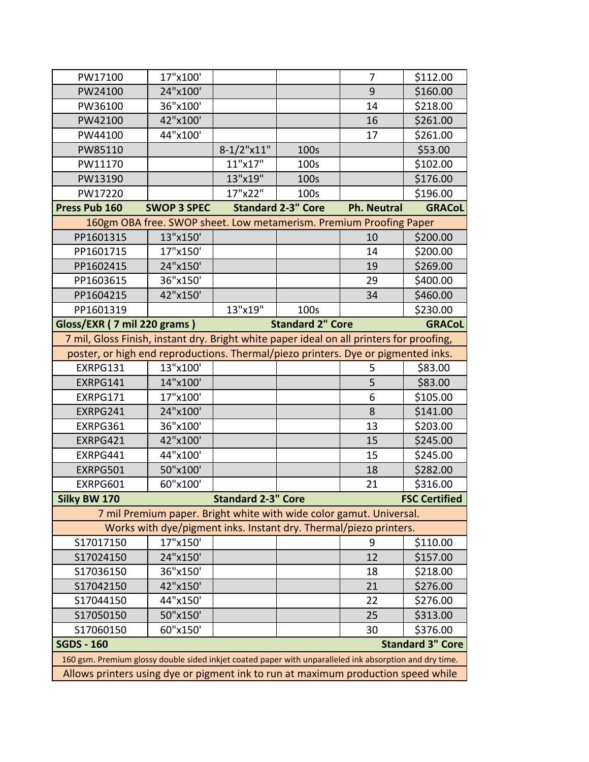| | | | | | |
|---|---|---|---|---|---|
| PW17100 | 17"x100' | | | 7 | $112.00 |
| PW24100 | 24"x100' | | | 9 | $160.00 |
| PW36100 | 36"x100' | | | 14 | $218.00 |
| PW42100 | 42"x100' | | | 16 | $261.00 |
| PW44100 | 44"x100' | | | 17 | $261.00 |
| PW85110 | | 8-1/2"x11" | 100s | | $53.00 |
| PW11170 | | 11"x17" | 100s | | $102.00 |
| PW13190 | | 13"x19" | 100s | | $176.00 |
| PW17220 | | 17"x22" | 100s | | $196.00 |
| **Press Pub 160** | **SWOP 3 SPEC** | **Standard 2-3" Core** | | **Ph. Neutral** | **GRACoL** |
| 160gm OBA free. SWOP sheet. Low metamerism. Premium Proofing Paper | | | | | |
| PP1601315 | 13"x150' | | | 10 | $200.00 |
| PP1601715 | 17"x150' | | | 14 | $200.00 |
| PP1602415 | 24"x150' | | | 19 | $269.00 |
| PP1603615 | 36"x150' | | | 29 | $400.00 |
| PP1604215 | 42"x150' | | | 34 | $460.00 |
| PP1601319 | | 13"x19" | 100s | | $230.00 |
| **Gloss/EXR ( 7 mil 220 grams )** | | **Standard 2" Core** | | | **GRACoL** |
| 7 mil, Gloss Finish, instant dry. Bright white paper ideal on all printers for proofing, | | | | | |
| poster, or high end reproductions. Thermal/piezo printers. Dye or pigmented inks. | | | | | |
| EXRPG131 | 13"x100' | | | 5 | $83.00 |
| EXRPG141 | 14"x100' | | | 5 | $83.00 |
| EXRPG171 | 17"x100' | | | 6 | $105.00 |
| EXRPG241 | 24"x100' | | | 8 | $141.00 |
| EXRPG361 | 36"x100' | | | 13 | $203.00 |
| EXRPG421 | 42"x100' | | | 15 | $245.00 |
| EXRPG441 | 44"x100' | | | 15 | $245.00 |
| EXRPG501 | 50"x100' | | | 18 | $282.00 |
| EXRPG601 | 60"x100' | | | 21 | $316.00 |
| **Silky BW 170** | | **Standard 2-3" Core** | | | **FSC Certified** |
| 7 mil Premium paper. Bright white with wide color gamut. Universal. | | | | | |
| Works with dye/pigment inks. Instant dry. Thermal/piezo printers. | | | | | |
| S17017150 | 17"x150' | | | 9 | $110.00 |
| S17024150 | 24"x150' | | | 12 | $157.00 |
| S17036150 | 36"x150' | | | 18 | $218.00 |
| S17042150 | 42"x150' | | | 21 | $276.00 |
| S17044150 | 44"x150' | | | 22 | $276.00 |
| S17050150 | 50"x150' | | | 25 | $313.00 |
| S17060150 | 60"x150' | | | 30 | $376.00 |
| **SGDS - 160** | | | | | **Standard 3" Core** |
| 160 gsm. Premium glossy double sided inkjet coated paper with unparalleled ink absorption and dry time. | | | | | |
| Allows printers using dye or pigment ink to run at maximum production speed while | | | | | |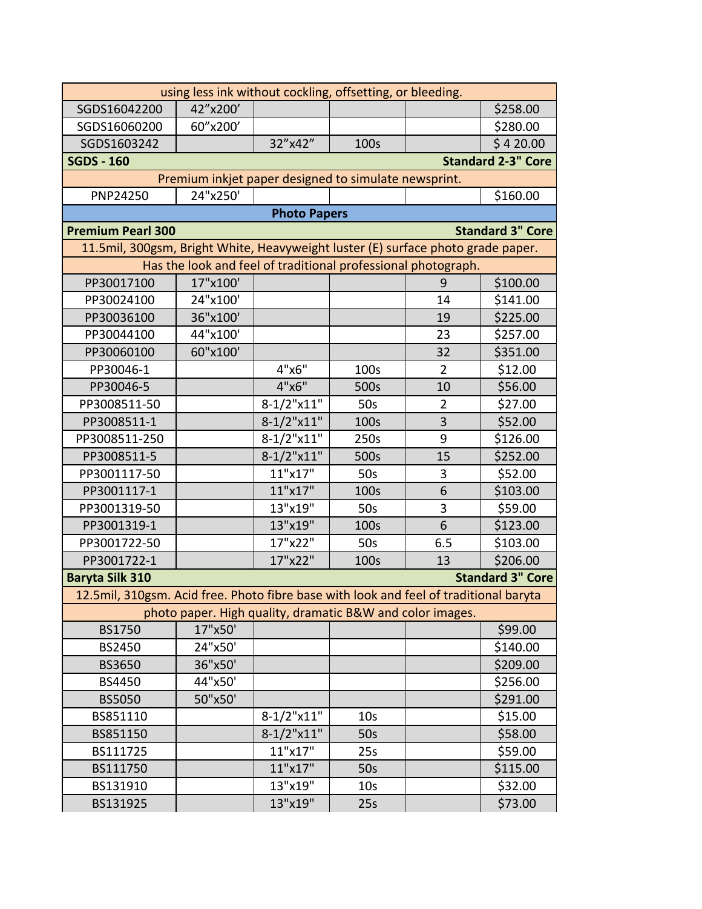| | | | | | |
|---|---|---|---|---|---|
| using less ink without cockling, offsetting, or bleeding. | | | | | |
| SGDS16042200 | 42”x200’ | | | | $258.00 |
| SGDS16060200 | 60”x200’ | | | | $280.00 |
| SGDS1603242 | | 32”x42” | 100s | | $ 4 20.00 |
| **SGDS - 160** | | | | | **Standard 2-3" Core** |
| Premium inkjet paper designed to simulate newsprint. | | | | | |
| PNP24250 | 24"x250' | | | | $160.00 |
| **Photo Papers** | | | | | |
| **Premium Pearl 300** | | | | | **Standard 3" Core** |
| 11.5mil, 300gsm, Bright White, Heavyweight luster (E) surface photo grade paper. | | | | | |
| Has the look and feel of traditional professional photograph. | | | | | |
| PP30017100 | 17"x100' | | | 9 | $100.00 |
| PP30024100 | 24"x100' | | | 14 | $141.00 |
| PP30036100 | 36"x100' | | | 19 | $225.00 |
| PP30044100 | 44"x100' | | | 23 | $257.00 |
| PP30060100 | 60"x100' | | | 32 | $351.00 |
| PP30046-1 | | 4"x6" | 100s | 2 | $12.00 |
| PP30046-5 | | 4"x6" | 500s | 10 | $56.00 |
| PP3008511-50 | | 8-1/2"x11" | 50s | 2 | $27.00 |
| PP3008511-1 | | 8-1/2"x11" | 100s | 3 | $52.00 |
| PP3008511-250 | | 8-1/2"x11" | 250s | 9 | $126.00 |
| PP3008511-5 | | 8-1/2"x11" | 500s | 15 | $252.00 |
| PP3001117-50 | | 11"x17" | 50s | 3 | $52.00 |
| PP3001117-1 | | 11"x17" | 100s | 6 | $103.00 |
| PP3001319-50 | | 13"x19" | 50s | 3 | $59.00 |
| PP3001319-1 | | 13"x19" | 100s | 6 | $123.00 |
| PP3001722-50 | | 17"x22" | 50s | 6.5 | $103.00 |
| PP3001722-1 | | 17"x22" | 100s | 13 | $206.00 |
| **Baryta Silk 310** | | | | | **Standard 3" Core** |
| 12.5mil, 310gsm. Acid free. Photo fibre base with look and feel of traditional baryta photo paper. High quality, dramatic B&W and color images. | | | | | |
| BS1750 | 17"x50' | | | | $99.00 |
| BS2450 | 24"x50' | | | | $140.00 |
| BS3650 | 36"x50' | | | | $209.00 |
| BS4450 | 44"x50' | | | | $256.00 |
| BS5050 | 50"x50' | | | | $291.00 |
| BS851110 | | 8-1/2"x11" | 10s | | $15.00 |
| BS851150 | | 8-1/2"x11" | 50s | | $58.00 |
| BS111725 | | 11"x17" | 25s | | $59.00 |
| BS111750 | | 11"x17" | 50s | | $115.00 |
| BS131910 | | 13"x19" | 10s | | $32.00 |
| BS131925 | | 13"x19" | 25s | | $73.00 |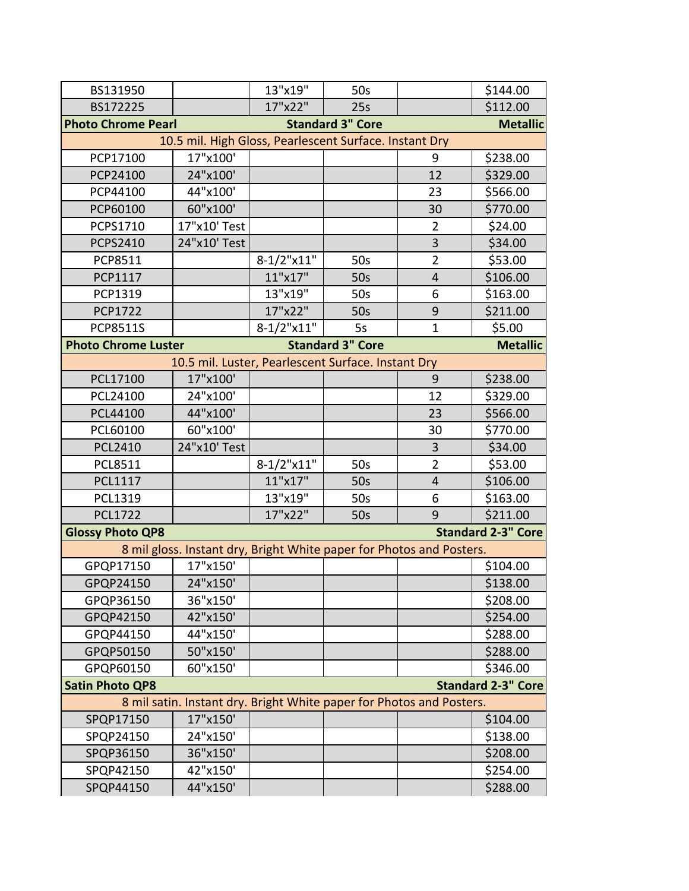| | | | | | |
|---|---|---|---|---|---|
| BS131950 | | 13"x19" | 50s | | $144.00 |
| BS172225 | | 17"x22" | 25s | | $112.00 |
| **Photo Chrome Pearl** | | **Standard 3" Core** | | | **Metallic** |
| 10.5 mil. High Gloss, Pearlescent Surface. Instant Dry | | | | | |
| PCP17100 | 17"x100' | | | 9 | $238.00 |
| PCP24100 | 24"x100' | | | 12 | $329.00 |
| PCP44100 | 44"x100' | | | 23 | $566.00 |
| PCP60100 | 60"x100' | | | 30 | $770.00 |
| PCPS1710 | 17"x10' Test | | | 2 | $24.00 |
| PCPS2410 | 24"x10' Test | | | 3 | $34.00 |
| PCP8511 | | 8-1/2"x11" | 50s | 2 | $53.00 |
| PCP1117 | | 11"x17" | 50s | 4 | $106.00 |
| PCP1319 | | 13"x19" | 50s | 6 | $163.00 |
| PCP1722 | | 17"x22" | 50s | 9 | $211.00 |
| PCP8511S | | 8-1/2"x11" | 5s | 1 | $5.00 |
| **Photo Chrome Luster** | | **Standard 3" Core** | | | **Metallic** |
| 10.5 mil. Luster, Pearlescent Surface. Instant Dry | | | | | |
| PCL17100 | 17"x100' | | | 9 | $238.00 |
| PCL24100 | 24"x100' | | | 12 | $329.00 |
| PCL44100 | 44"x100' | | | 23 | $566.00 |
| PCL60100 | 60"x100' | | | 30 | $770.00 |
| PCL2410 | 24"x10' Test | | | 3 | $34.00 |
| PCL8511 | | 8-1/2"x11" | 50s | 2 | $53.00 |
| PCL1117 | | 11"x17" | 50s | 4 | $106.00 |
| PCL1319 | | 13"x19" | 50s | 6 | $163.00 |
| PCL1722 | | 17"x22" | 50s | 9 | $211.00 |
| **Glossy Photo QP8** | | | | | **Standard 2-3" Core** |
| 8 mil gloss. Instant dry, Bright White paper for Photos and Posters. | | | | | |
| GPQP17150 | 17"x150' | | | | $104.00 |
| GPQP24150 | 24"x150' | | | | $138.00 |
| GPQP36150 | 36"x150' | | | | $208.00 |
| GPQP42150 | 42"x150' | | | | $254.00 |
| GPQP44150 | 44"x150' | | | | $288.00 |
| GPQP50150 | 50"x150' | | | | $288.00 |
| GPQP60150 | 60"x150' | | | | $346.00 |
| **Satin Photo QP8** | | | | | **Standard 2-3" Core** |
| 8 mil satin. Instant dry. Bright White paper for Photos and Posters. | | | | | |
| SPQP17150 | 17"x150' | | | | $104.00 |
| SPQP24150 | 24"x150' | | | | $138.00 |
| SPQP36150 | 36"x150' | | | | $208.00 |
| SPQP42150 | 42"x150' | | | | $254.00 |
| SPQP44150 | 44"x150' | | | | $288.00 |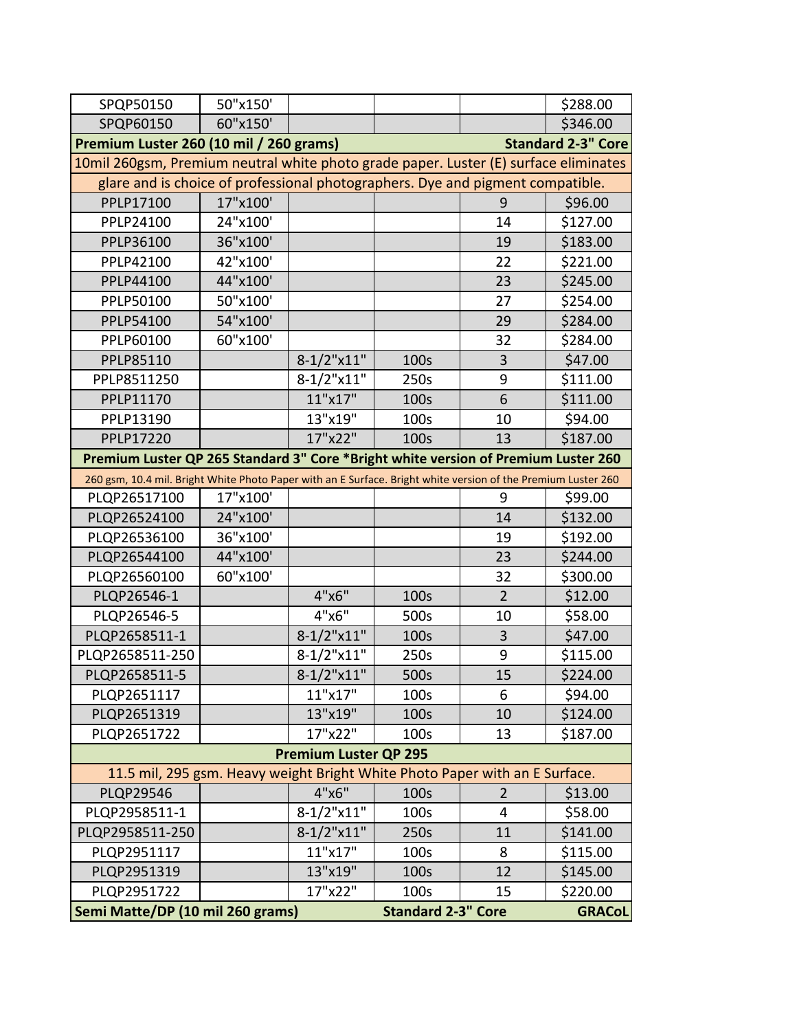| | | | | | |
|---|---|---|---|---|---|
| SPQP50150 | 50"x150' | | | | $288.00 |
| SPQP60150 | 60"x150' | | | | $346.00 |
| **Premium Luster 260 (10 mil / 260 grams)** | | | | | **Standard 2-3" Core** |
| 10mil 260gsm, Premium neutral white photo grade paper. Luster (E) surface eliminates glare and is choice of professional photographers. Dye and pigment compatible. | | | | | |
| PPLP17100 | 17"x100' | | | 9 | $96.00 |
| PPLP24100 | 24"x100' | | | 14 | $127.00 |
| PPLP36100 | 36"x100' | | | 19 | $183.00 |
| PPLP42100 | 42"x100' | | | 22 | $221.00 |
| PPLP44100 | 44"x100' | | | 23 | $245.00 |
| PPLP50100 | 50"x100' | | | 27 | $254.00 |
| PPLP54100 | 54"x100' | | | 29 | $284.00 |
| PPLP60100 | 60"x100' | | | 32 | $284.00 |
| PPLP85110 | | 8-1/2"x11" | 100s | 3 | $47.00 |
| PPLP8511250 | | 8-1/2"x11" | 250s | 9 | $111.00 |
| PPLP11170 | | 11"x17" | 100s | 6 | $111.00 |
| PPLP13190 | | 13"x19" | 100s | 10 | $94.00 |
| PPLP17220 | | 17"x22" | 100s | 13 | $187.00 |
| **Premium Luster QP 265 Standard 3" Core *Bright white version of Premium Luster 260** | | | | | |
| 260 gsm, 10.4 mil. Bright White Photo Paper with an E Surface. Bright white version of the Premium Luster 260 | | | | | |
| PLQP26517100 | 17"x100' | | | 9 | $99.00 |
| PLQP26524100 | 24"x100' | | | 14 | $132.00 |
| PLQP26536100 | 36"x100' | | | 19 | $192.00 |
| PLQP26544100 | 44"x100' | | | 23 | $244.00 |
| PLQP26560100 | 60"x100' | | | 32 | $300.00 |
| PLQP26546-1 | | 4"x6" | 100s | 2 | $12.00 |
| PLQP26546-5 | | 4"x6" | 500s | 10 | $58.00 |
| PLQP2658511-1 | | 8-1/2"x11" | 100s | 3 | $47.00 |
| PLQP2658511-250 | | 8-1/2"x11" | 250s | 9 | $115.00 |
| PLQP2658511-5 | | 8-1/2"x11" | 500s | 15 | $224.00 |
| PLQP2651117 | | 11"x17" | 100s | 6 | $94.00 |
| PLQP2651319 | | 13"x19" | 100s | 10 | $124.00 |
| PLQP2651722 | | 17"x22" | 100s | 13 | $187.00 |
| **Premium Luster QP 295** | | | | | |
| 11.5 mil, 295 gsm. Heavy weight Bright White Photo Paper with an E Surface. | | | | | |
| PLQP29546 | | 4"x6" | 100s | 2 | $13.00 |
| PLQP2958511-1 | | 8-1/2"x11" | 100s | 4 | $58.00 |
| PLQP2958511-250 | | 8-1/2"x11" | 250s | 11 | $141.00 |
| PLQP2951117 | | 11"x17" | 100s | 8 | $115.00 |
| PLQP2951319 | | 13"x19" | 100s | 12 | $145.00 |
| PLQP2951722 | | 17"x22" | 100s | 15 | $220.00 |
| **Semi Matte/DP (10 mil 260 grams)** | | | **Standard 2-3" Core** | | **GRACoL** |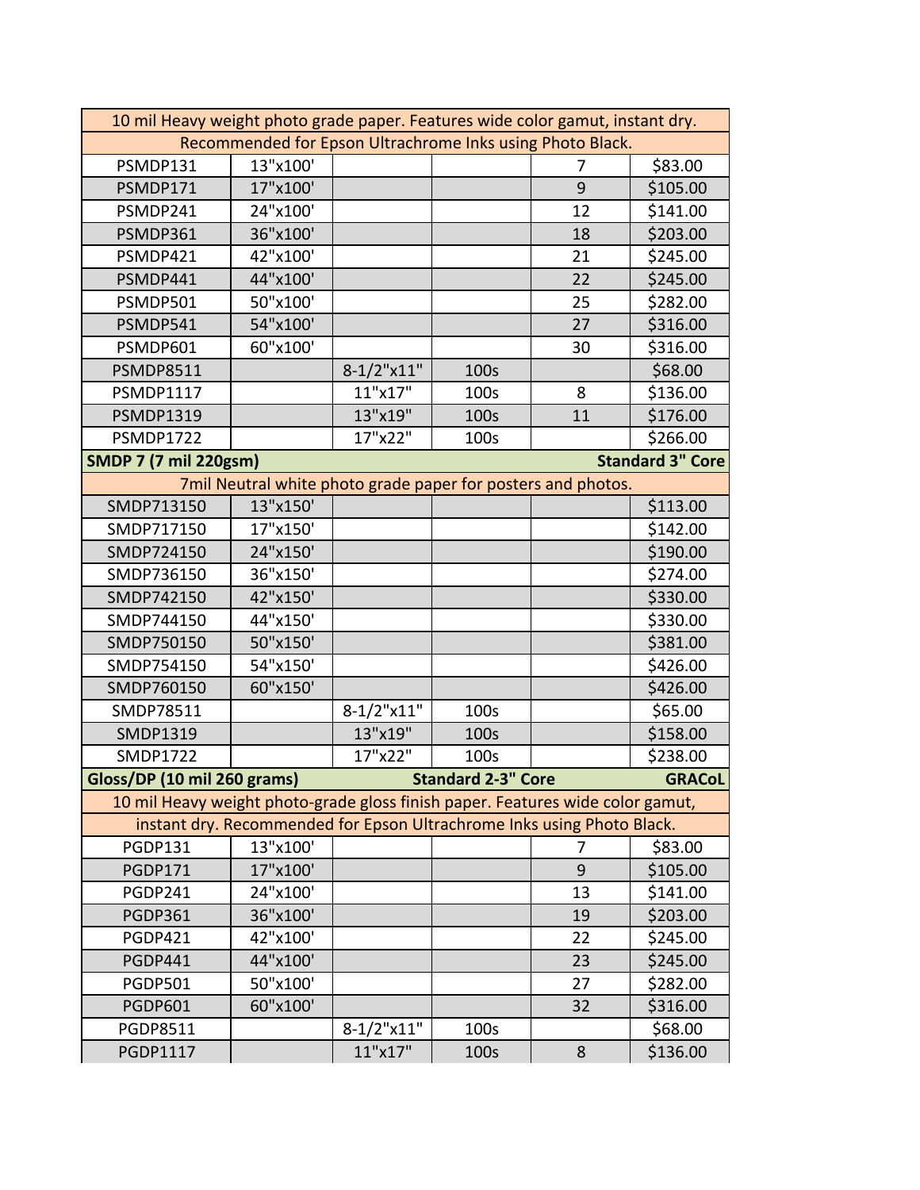| | | | | | |
|---|---|---|---|---|---|
| 10 mil Heavy weight photo grade paper. Features wide color gamut, instant dry. | | | | | |
| Recommended for Epson Ultrachrome Inks using Photo Black. | | | | | |
| PSMDP131 | 13"x100' | | | 7 | $83.00 |
| PSMDP171 | 17"x100' | | | 9 | $105.00 |
| PSMDP241 | 24"x100' | | | 12 | $141.00 |
| PSMDP361 | 36"x100' | | | 18 | $203.00 |
| PSMDP421 | 42"x100' | | | 21 | $245.00 |
| PSMDP441 | 44"x100' | | | 22 | $245.00 |
| PSMDP501 | 50"x100' | | | 25 | $282.00 |
| PSMDP541 | 54"x100' | | | 27 | $316.00 |
| PSMDP601 | 60"x100' | | | 30 | $316.00 |
| PSMDP8511 | | 8-1/2"x11" | 100s | | $68.00 |
| PSMDP1117 | | 11"x17" | 100s | 8 | $136.00 |
| PSMDP1319 | | 13"x19" | 100s | 11 | $176.00 |
| PSMDP1722 | | 17"x22" | 100s | | $266.00 |
| **SMDP 7 (7 mil 220gsm)** | | | | | **Standard 3" Core** |
| 7mil Neutral white photo grade paper for posters and photos. | | | | | |
| SMDP713150 | 13"x150' | | | | $113.00 |
| SMDP717150 | 17"x150' | | | | $142.00 |
| SMDP724150 | 24"x150' | | | | $190.00 |
| SMDP736150 | 36"x150' | | | | $274.00 |
| SMDP742150 | 42"x150' | | | | $330.00 |
| SMDP744150 | 44"x150' | | | | $330.00 |
| SMDP750150 | 50"x150' | | | | $381.00 |
| SMDP754150 | 54"x150' | | | | $426.00 |
| SMDP760150 | 60"x150' | | | | $426.00 |
| SMDP78511 | | 8-1/2"x11" | 100s | | $65.00 |
| SMDP1319 | | 13"x19" | 100s | | $158.00 |
| SMDP1722 | | 17"x22" | 100s | | $238.00 |
| **Gloss/DP (10 mil 260 grams)** | | | **Standard 2-3" Core** | | **GRACoL** |
| 10 mil Heavy weight photo-grade gloss finish paper. Features wide color gamut, instant dry. Recommended for Epson Ultrachrome Inks using Photo Black. | | | | | |
| PGDP131 | 13"x100' | | | 7 | $83.00 |
| PGDP171 | 17"x100' | | | 9 | $105.00 |
| PGDP241 | 24"x100' | | | 13 | $141.00 |
| PGDP361 | 36"x100' | | | 19 | $203.00 |
| PGDP421 | 42"x100' | | | 22 | $245.00 |
| PGDP441 | 44"x100' | | | 23 | $245.00 |
| PGDP501 | 50"x100' | | | 27 | $282.00 |
| PGDP601 | 60"x100' | | | 32 | $316.00 |
| PGDP8511 | | 8-1/2"x11" | 100s | | $68.00 |
| PGDP1117 | | 11"x17" | 100s | 8 | $136.00 |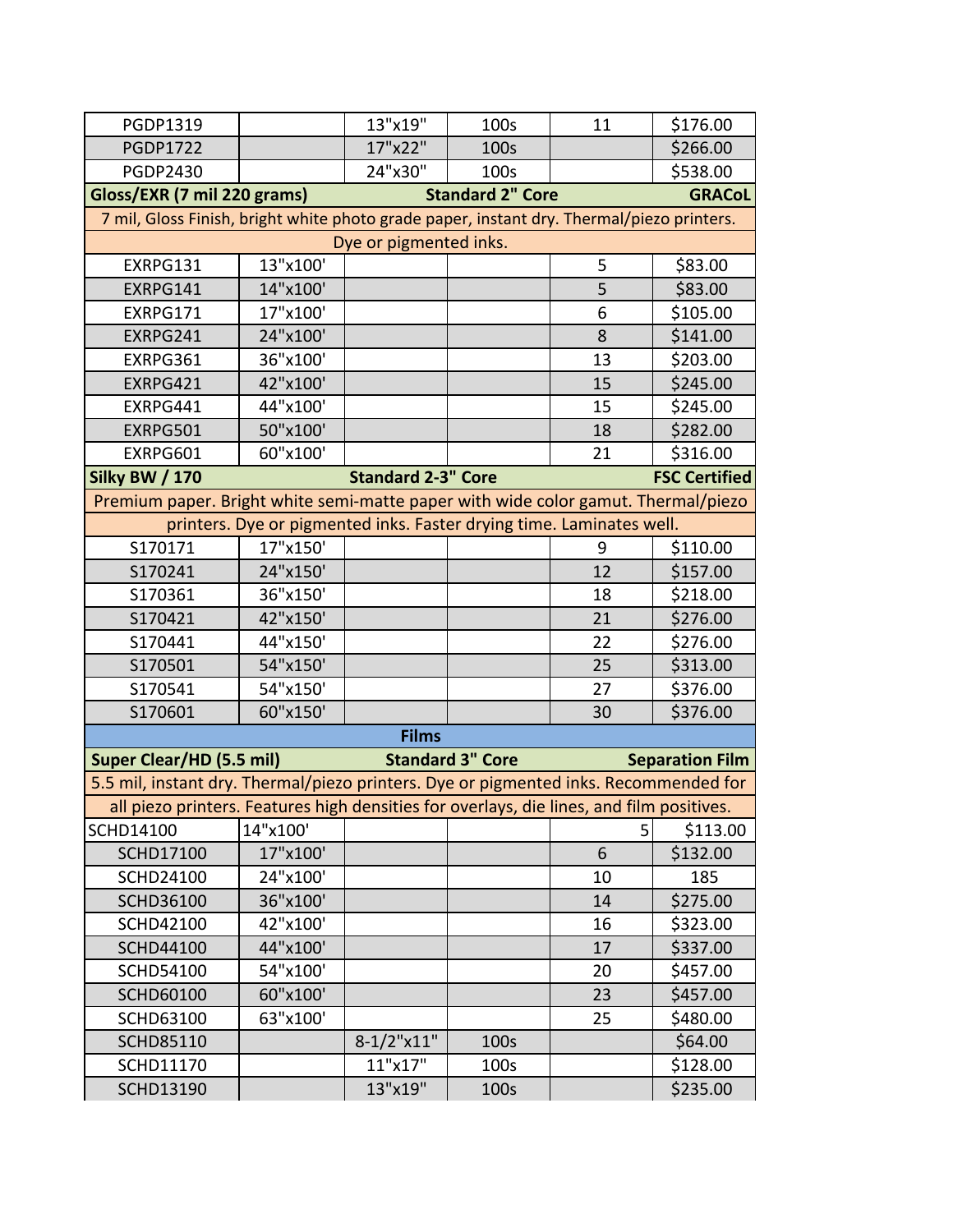| | | | | | |
|---|---|---|---|---|---|
| PGDP1319 | | 13"x19" | 100s | 11 | $176.00 |
| PGDP1722 | | 17"x22" | 100s | | $266.00 |
| PGDP2430 | | 24"x30" | 100s | | $538.00 |
| **Gloss/EXR (7 mil 220 grams)** | | **Standard 2" Core** | | | **GRACoL** |
| 7 mil, Gloss Finish, bright white photo grade paper, instant dry. Thermal/piezo printers. Dye or pigmented inks. | | | | | |
| EXRPG131 | 13"x100' | | | 5 | $83.00 |
| EXRPG141 | 14"x100' | | | 5 | $83.00 |
| EXRPG171 | 17"x100' | | | 6 | $105.00 |
| EXRPG241 | 24"x100' | | | 8 | $141.00 |
| EXRPG361 | 36"x100' | | | 13 | $203.00 |
| EXRPG421 | 42"x100' | | | 15 | $245.00 |
| EXRPG441 | 44"x100' | | | 15 | $245.00 |
| EXRPG501 | 50"x100' | | | 18 | $282.00 |
| EXRPG601 | 60"x100' | | | 21 | $316.00 |
| **Silky BW / 170** | | **Standard 2-3" Core** | | | **FSC Certified** |
| Premium paper. Bright white semi-matte paper with wide color gamut. Thermal/piezo printers. Dye or pigmented inks. Faster drying time. Laminates well. | | | | | |
| S170171 | 17"x150' | | | 9 | $110.00 |
| S170241 | 24"x150' | | | 12 | $157.00 |
| S170361 | 36"x150' | | | 18 | $218.00 |
| S170421 | 42"x150' | | | 21 | $276.00 |
| S170441 | 44"x150' | | | 22 | $276.00 |
| S170501 | 54"x150' | | | 25 | $313.00 |
| S170541 | 54"x150' | | | 27 | $376.00 |
| S170601 | 60"x150' | | | 30 | $376.00 |
| **Films** | | | | | |
| **Super Clear/HD (5.5 mil)** | | **Standard 3" Core** | | | **Separation Film** |
| 5.5 mil, instant dry. Thermal/piezo printers. Dye or pigmented inks. Recommended for all piezo printers. Features high densities for overlays, die lines, and film positives. | | | | | |
| SCHD14100 | 14"x100' | | | 5 | $113.00 |
| SCHD17100 | 17"x100' | | | 6 | $132.00 |
| SCHD24100 | 24"x100' | | | 10 | 185 |
| SCHD36100 | 36"x100' | | | 14 | $275.00 |
| SCHD42100 | 42"x100' | | | 16 | $323.00 |
| SCHD44100 | 44"x100' | | | 17 | $337.00 |
| SCHD54100 | 54"x100' | | | 20 | $457.00 |
| SCHD60100 | 60"x100' | | | 23 | $457.00 |
| SCHD63100 | 63"x100' | | | 25 | $480.00 |
| SCHD85110 | | 8-1/2"x11" | 100s | | $64.00 |
| SCHD11170 | | 11"x17" | 100s | | $128.00 |
| SCHD13190 | | 13"x19" | 100s | | $235.00 |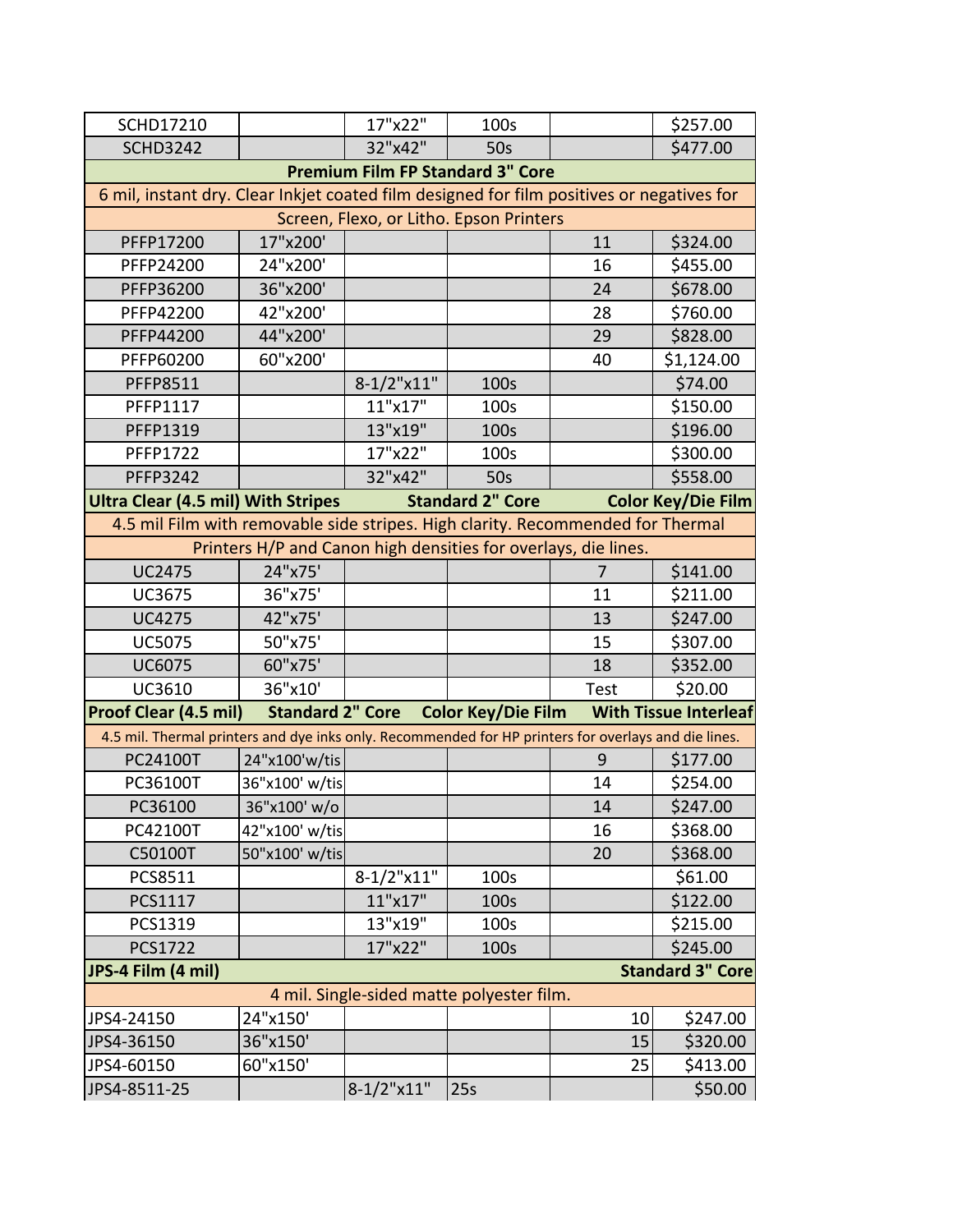| | | | | | |
|---|---|---|---|---|---|
| SCHD17210 | | 17"x22" | 100s | | $257.00 |
| SCHD3242 | | 32"x42" | 50s | | $477.00 |
| **Premium Film FP Standard 3" Core** | | | | | |
| 6 mil, instant dry. Clear Inkjet coated film designed for film positives or negatives for Screen, Flexo, or Litho. Epson Printers | | | | | |
| PFFP17200 | 17"x200' | | | 11 | $324.00 |
| PFFP24200 | 24"x200' | | | 16 | $455.00 |
| PFFP36200 | 36"x200' | | | 24 | $678.00 |
| PFFP42200 | 42"x200' | | | 28 | $760.00 |
| PFFP44200 | 44"x200' | | | 29 | $828.00 |
| PFFP60200 | 60"x200' | | | 40 | $1,124.00 |
| PFFP8511 | | 8-1/2"x11" | 100s | | $74.00 |
| PFFP1117 | | 11"x17" | 100s | | $150.00 |
| PFFP1319 | | 13"x19" | 100s | | $196.00 |
| PFFP1722 | | 17"x22" | 100s | | $300.00 |
| PFFP3242 | | 32"x42" | 50s | | $558.00 |
| **Ultra Clear (4.5 mil) With Stripes** | | | **Standard 2" Core** | | **Color Key/Die Film** |
| 4.5 mil Film with removable side stripes. High clarity. Recommended for Thermal Printers H/P and Canon high densities for overlays, die lines. | | | | | |
| UC2475 | 24"x75' | | | 7 | $141.00 |
| UC3675 | 36"x75' | | | 11 | $211.00 |
| UC4275 | 42"x75' | | | 13 | $247.00 |
| UC5075 | 50"x75' | | | 15 | $307.00 |
| UC6075 | 60"x75' | | | 18 | $352.00 |
| UC3610 | 36"x10' | | | Test | $20.00 |
| **Proof Clear (4.5 mil)** | **Standard 2" Core** | | **Color Key/Die Film** | | **With Tissue Interleaf** |
| 4.5 mil. Thermal printers and dye inks only. Recommended for HP printers for overlays and die lines. | | | | | |
| PC24100T | 24"x100'w/tis | | | 9 | $177.00 |
| PC36100T | 36"x100' w/tis | | | 14 | $254.00 |
| PC36100 | 36"x100' w/o | | | 14 | $247.00 |
| PC42100T | 42"x100' w/tis | | | 16 | $368.00 |
| C50100T | 50"x100' w/tis | | | 20 | $368.00 |
| PCS8511 | | 8-1/2"x11" | 100s | | $61.00 |
| PCS1117 | | 11"x17" | 100s | | $122.00 |
| PCS1319 | | 13"x19" | 100s | | $215.00 |
| PCS1722 | | 17"x22" | 100s | | $245.00 |
| **JPS-4 Film (4 mil)** | | | | | **Standard 3" Core** |
| 4 mil. Single-sided matte polyester film. | | | | | |
| JPS4-24150 | 24"x150' | | | 10 | $247.00 |
| JPS4-36150 | 36"x150' | | | 15 | $320.00 |
| JPS4-60150 | 60"x150' | | | 25 | $413.00 |
| JPS4-8511-25 | | 8-1/2"x11" | 25s | | $50.00 |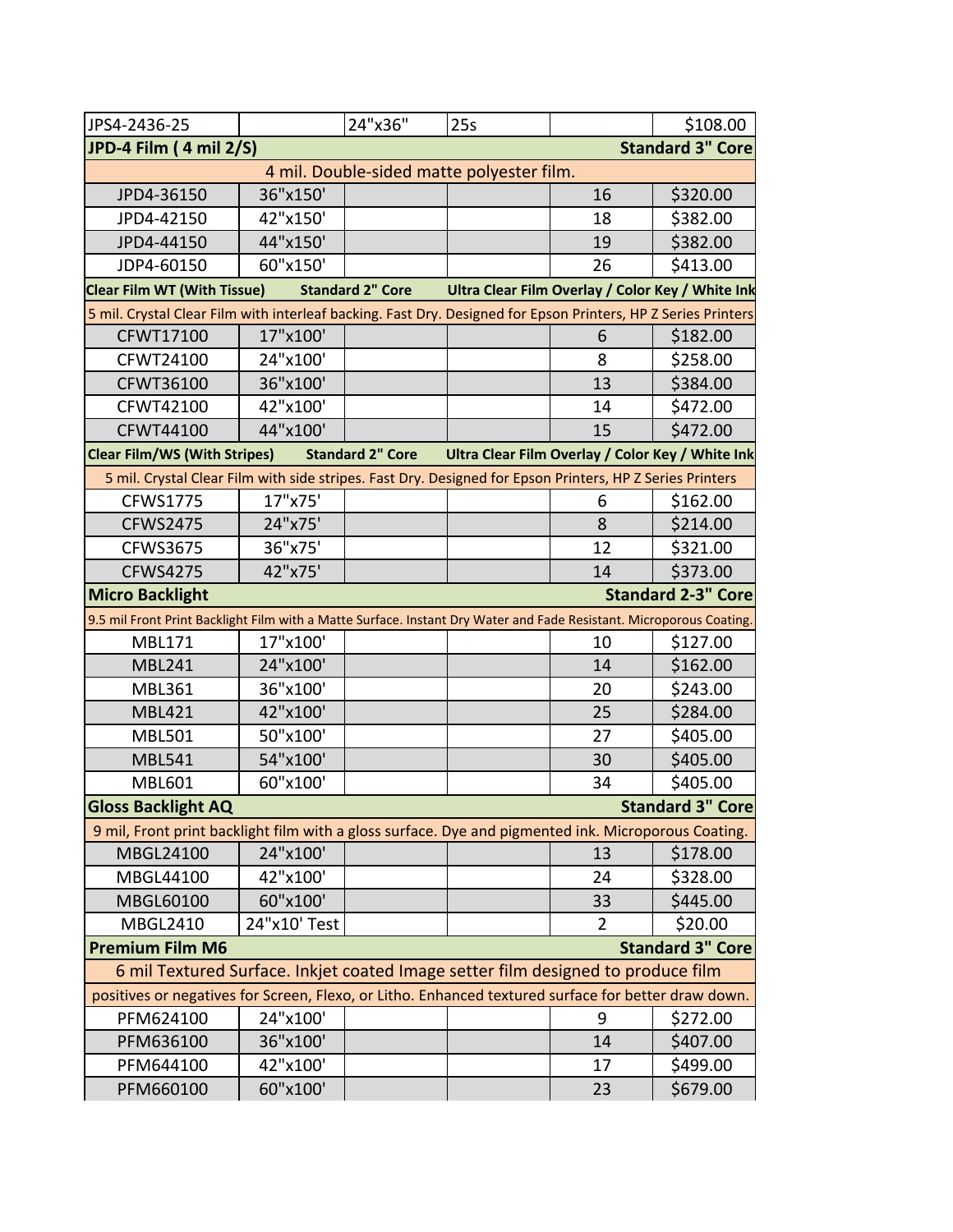| JPS4-2436-25 | | 24"x36" | 25s | | $108.00 |
|---|---|---|---|---|---|
| **JPD-4 Film ( 4 mil 2/S)** | | | | | **Standard 3" Core** |
| 4 mil. Double-sided matte polyester film. | | | | | |
| JPD4-36150 | 36"x150' | | | 16 | $320.00 |
| JPD4-42150 | 42"x150' | | | 18 | $382.00 |
| JPD4-44150 | 44"x150' | | | 19 | $382.00 |
| JDP4-60150 | 60"x150' | | | 26 | $413.00 |
| **Clear Film WT (With Tissue)** | | **Standard 2" Core** | | **Ultra Clear Film Overlay / Color Key / White Ink** | |
| 5 mil. Crystal Clear Film with interleaf backing. Fast Dry. Designed for Epson Printers, HP Z Series Printers | | | | | |
| CFWT17100 | 17"x100' | | | 6 | $182.00 |
| CFWT24100 | 24"x100' | | | 8 | $258.00 |
| CFWT36100 | 36"x100' | | | 13 | $384.00 |
| CFWT42100 | 42"x100' | | | 14 | $472.00 |
| CFWT44100 | 44"x100' | | | 15 | $472.00 |
| **Clear Film/WS (With Stripes)** | | **Standard 2" Core** | | **Ultra Clear Film Overlay / Color Key / White Ink** | |
| 5 mil. Crystal Clear Film with side stripes. Fast Dry. Designed for Epson Printers, HP Z Series Printers | | | | | |
| CFWS1775 | 17"x75' | | | 6 | $162.00 |
| CFWS2475 | 24"x75' | | | 8 | $214.00 |
| CFWS3675 | 36"x75' | | | 12 | $321.00 |
| CFWS4275 | 42"x75' | | | 14 | $373.00 |
| **Micro Backlight** | | | | | **Standard 2-3" Core** |
| 9.5 mil Front Print Backlight Film with a Matte Surface. Instant Dry Water and Fade Resistant. Microporous Coating. | | | | | |
| MBL171 | 17"x100' | | | 10 | $127.00 |
| MBL241 | 24"x100' | | | 14 | $162.00 |
| MBL361 | 36"x100' | | | 20 | $243.00 |
| MBL421 | 42"x100' | | | 25 | $284.00 |
| MBL501 | 50"x100' | | | 27 | $405.00 |
| MBL541 | 54"x100' | | | 30 | $405.00 |
| MBL601 | 60"x100' | | | 34 | $405.00 |
| **Gloss Backlight AQ** | | | | | **Standard 3" Core** |
| 9 mil, Front print backlight film with a gloss surface. Dye and pigmented ink. Microporous Coating. | | | | | |
| MBGL24100 | 24"x100' | | | 13 | $178.00 |
| MBGL44100 | 42"x100' | | | 24 | $328.00 |
| MBGL60100 | 60"x100' | | | 33 | $445.00 |
| MBGL2410 | 24"x10' Test | | | 2 | $20.00 |
| **Premium Film M6** | | | | | **Standard 3" Core** |
| 6 mil Textured Surface. Inkjet coated Image setter film designed to produce film positives or negatives for Screen, Flexo, or Litho. Enhanced textured surface for better draw down. | | | | | |
| PFM624100 | 24"x100' | | | 9 | $272.00 |
| PFM636100 | 36"x100' | | | 14 | $407.00 |
| PFM644100 | 42"x100' | | | 17 | $499.00 |
| PFM660100 | 60"x100' | | | 23 | $679.00 |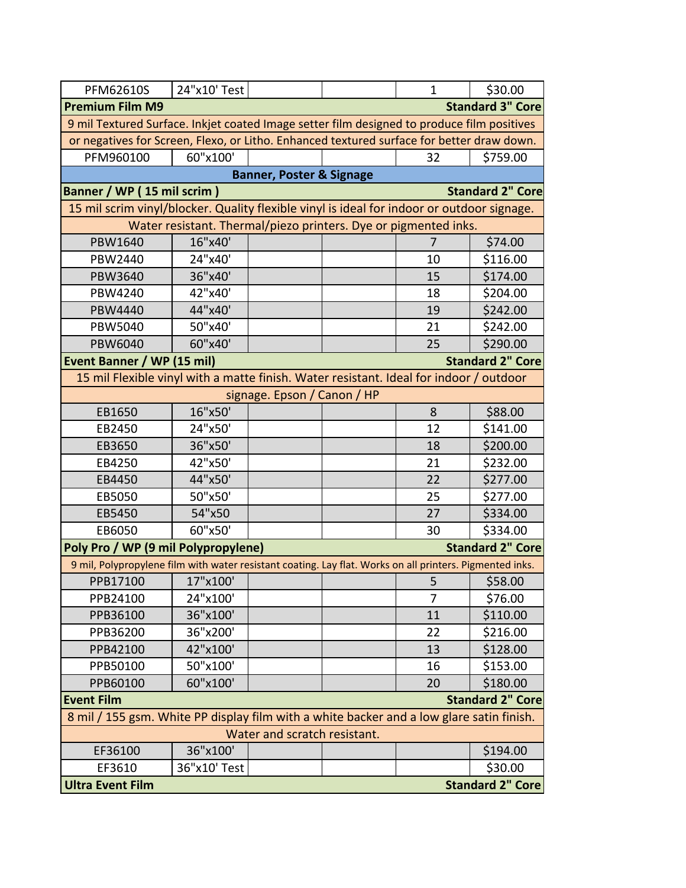| | | | | | |
|---|---|---|---|---|---|
| PFM62610S | 24"x10' Test | | | 1 | $30.00 |
| **Premium Film M9** | | | | | **Standard 3" Core** |
| 9 mil Textured Surface. Inkjet coated Image setter film designed to produce film positives or negatives for Screen, Flexo, or Litho. Enhanced textured surface for better draw down. | | | | | |
| PFM960100 | 60"x100' | | | 32 | $759.00 |
| **Banner, Poster & Signage** | | | | | |
| **Banner / WP ( 15 mil scrim )** | | | | | **Standard 2" Core** |
| 15 mil scrim vinyl/blocker. Quality flexible vinyl is ideal for indoor or outdoor signage. Water resistant. Thermal/piezo printers. Dye or pigmented inks. | | | | | |
| PBW1640 | 16"x40' | | | 7 | $74.00 |
| PBW2440 | 24"x40' | | | 10 | $116.00 |
| PBW3640 | 36"x40' | | | 15 | $174.00 |
| PBW4240 | 42"x40' | | | 18 | $204.00 |
| PBW4440 | 44"x40' | | | 19 | $242.00 |
| PBW5040 | 50"x40' | | | 21 | $242.00 |
| PBW6040 | 60"x40' | | | 25 | $290.00 |
| **Event Banner / WP (15 mil)** | | | | | **Standard 2" Core** |
| 15 mil Flexible vinyl with a matte finish. Water resistant. Ideal for indoor / outdoor signage. Epson / Canon / HP | | | | | |
| EB1650 | 16"x50' | | | 8 | $88.00 |
| EB2450 | 24"x50' | | | 12 | $141.00 |
| EB3650 | 36"x50' | | | 18 | $200.00 |
| EB4250 | 42"x50' | | | 21 | $232.00 |
| EB4450 | 44"x50' | | | 22 | $277.00 |
| EB5050 | 50"x50' | | | 25 | $277.00 |
| EB5450 | 54"x50 | | | 27 | $334.00 |
| EB6050 | 60"x50' | | | 30 | $334.00 |
| **Poly Pro / WP (9 mil Polypropylene)** | | | | | **Standard 2" Core** |
| 9 mil, Polypropylene film with water resistant coating. Lay flat. Works on all printers. Pigmented inks. | | | | | |
| PPB17100 | 17"x100' | | | 5 | $58.00 |
| PPB24100 | 24"x100' | | | 7 | $76.00 |
| PPB36100 | 36"x100' | | | 11 | $110.00 |
| PPB36200 | 36"x200' | | | 22 | $216.00 |
| PPB42100 | 42"x100' | | | 13 | $128.00 |
| PPB50100 | 50"x100' | | | 16 | $153.00 |
| PPB60100 | 60"x100' | | | 20 | $180.00 |
| **Event Film** | | | | | **Standard 2" Core** |
| 8 mil / 155 gsm. White PP display film with a white backer and a low glare satin finish. Water and scratch resistant. | | | | | |
| EF36100 | 36"x100' | | | | $194.00 |
| EF3610 | 36"x10' Test | | | | $30.00 |
| **Ultra Event Film** | | | | | **Standard 2" Core** |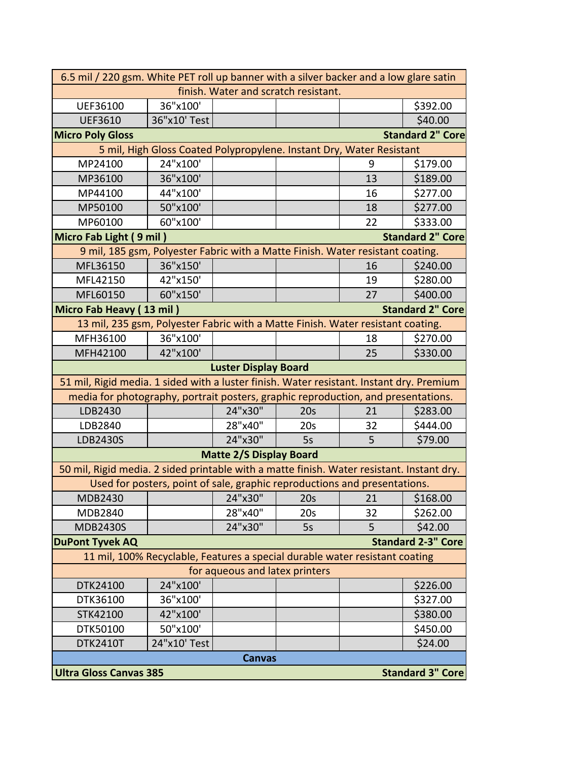| | | | | | |
|---|---|---|---|---|---|
| 6.5 mil / 220 gsm. White PET roll up banner with a silver backer and a low glare satin finish. Water and scratch resistant. | | | | | |
| UEF36100 | 36"x100' | | | | $392.00 |
| UEF3610 | 36"x10' Test | | | | $40.00 |
| **Micro Poly Gloss** | | | | | **Standard 2" Core** |
| 5 mil, High Gloss Coated Polypropylene. Instant Dry, Water Resistant | | | | | |
| MP24100 | 24"x100' | | | 9 | $179.00 |
| MP36100 | 36"x100' | | | 13 | $189.00 |
| MP44100 | 44"x100' | | | 16 | $277.00 |
| MP50100 | 50"x100' | | | 18 | $277.00 |
| MP60100 | 60"x100' | | | 22 | $333.00 |
| **Micro Fab Light ( 9 mil )** | | | | | **Standard 2" Core** |
| 9 mil, 185 gsm, Polyester Fabric with a Matte Finish. Water resistant coating. | | | | | |
| MFL36150 | 36"x150' | | | 16 | $240.00 |
| MFL42150 | 42"x150' | | | 19 | $280.00 |
| MFL60150 | 60"x150' | | | 27 | $400.00 |
| **Micro Fab Heavy ( 13 mil )** | | | | | **Standard 2" Core** |
| 13 mil, 235 gsm, Polyester Fabric with a Matte Finish. Water resistant coating. | | | | | |
| MFH36100 | 36"x100' | | | 18 | $270.00 |
| MFH42100 | 42"x100' | | | 25 | $330.00 |
| **Luster Display Board** | | | | | |
| 51 mil, Rigid media. 1 sided with a luster finish. Water resistant. Instant dry. Premium media for photography, portrait posters, graphic reproduction, and presentations. | | | | | |
| LDB2430 | | 24"x30" | 20s | 21 | $283.00 |
| LDB2840 | | 28"x40" | 20s | 32 | $444.00 |
| LDB2430S | | 24"x30" | 5s | 5 | $79.00 |
| **Matte 2/S Display Board** | | | | | |
| 50 mil, Rigid media. 2 sided printable with a matte finish. Water resistant. Instant dry. Used for posters, point of sale, graphic reproductions and presentations. | | | | | |
| MDB2430 | | 24"x30" | 20s | 21 | $168.00 |
| MDB2840 | | 28"x40" | 20s | 32 | $262.00 |
| MDB2430S | | 24"x30" | 5s | 5 | $42.00 |
| **DuPont Tyvek AQ** | | | | | **Standard 2-3" Core** |
| 11 mil, 100% Recyclable, Features a special durable water resistant coating for aqueous and latex printers | | | | | |
| DTK24100 | 24"x100' | | | | $226.00 |
| DTK36100 | 36"x100' | | | | $327.00 |
| STK42100 | 42"x100' | | | | $380.00 |
| DTK50100 | 50"x100' | | | | $450.00 |
| DTK2410T | 24"x10' Test | | | | $24.00 |
| **Canvas** | | | | | |
| **Ultra Gloss Canvas 385** | | | | | **Standard 3" Core** |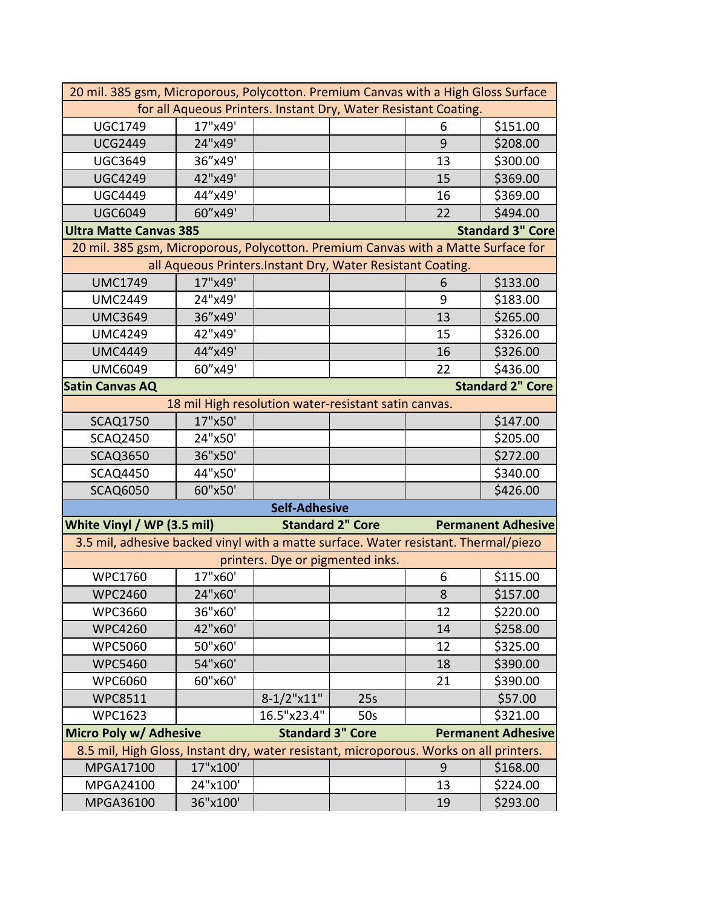| | | | | | |
|---|---|---|---|---|---|
| 20 mil. 385 gsm, Microporous, Polycotton. Premium Canvas with a High Gloss Surface for all Aqueous Printers. Instant Dry, Water Resistant Coating. | | | | | |
| UGC1749 | 17"x49' | | | 6 | $151.00 |
| UCG2449 | 24"x49' | | | 9 | $208.00 |
| UGC3649 | 36"x49' | | | 13 | $300.00 |
| UGC4249 | 42"x49' | | | 15 | $369.00 |
| UGC4449 | 44"x49' | | | 16 | $369.00 |
| UGC6049 | 60"x49' | | | 22 | $494.00 |
| **Ultra Matte Canvas 385** | | | | | **Standard 3" Core** |
| 20 mil. 385 gsm, Microporous, Polycotton. Premium Canvas with a Matte Surface for all Aqueous Printers.Instant Dry, Water Resistant Coating. | | | | | |
| UMC1749 | 17"x49' | | | 6 | $133.00 |
| UMC2449 | 24"x49' | | | 9 | $183.00 |
| UMC3649 | 36"x49' | | | 13 | $265.00 |
| UMC4249 | 42"x49' | | | 15 | $326.00 |
| UMC4449 | 44"x49' | | | 16 | $326.00 |
| UMC6049 | 60"x49' | | | 22 | $436.00 |
| **Satin Canvas AQ** | | | | | **Standard 2" Core** |
| 18 mil High resolution water-resistant satin canvas. | | | | | |
| SCAQ1750 | 17"x50' | | | | $147.00 |
| SCAQ2450 | 24"x50' | | | | $205.00 |
| SCAQ3650 | 36"x50' | | | | $272.00 |
| SCAQ4450 | 44"x50' | | | | $340.00 |
| SCAQ6050 | 60"x50' | | | | $426.00 |
| **Self-Adhesive** | | | | | |
| **White Vinyl / WP (3.5 mil)** | | **Standard 2" Core** | | | **Permanent Adhesive** |
| 3.5 mil, adhesive backed vinyl with a matte surface. Water resistant. Thermal/piezo printers. Dye or pigmented inks. | | | | | |
| WPC1760 | 17"x60' | | | 6 | $115.00 |
| WPC2460 | 24"x60' | | | 8 | $157.00 |
| WPC3660 | 36"x60' | | | 12 | $220.00 |
| WPC4260 | 42"x60' | | | 14 | $258.00 |
| WPC5060 | 50"x60' | | | 12 | $325.00 |
| WPC5460 | 54"x60' | | | 18 | $390.00 |
| WPC6060 | 60"x60' | | | 21 | $390.00 |
| WPC8511 | | 8-1/2"x11" | 25s | | $57.00 |
| WPC1623 | | 16.5"x23.4" | 50s | | $321.00 |
| **Micro Poly w/ Adhesive** | | **Standard 3" Core** | | | **Permanent Adhesive** |
| 8.5 mil, High Gloss, Instant dry, water resistant, microporous. Works on all printers. | | | | | |
| MPGA17100 | 17"x100' | | | 9 | $168.00 |
| MPGA24100 | 24"x100' | | | 13 | $224.00 |
| MPGA36100 | 36"x100' | | | 19 | $293.00 |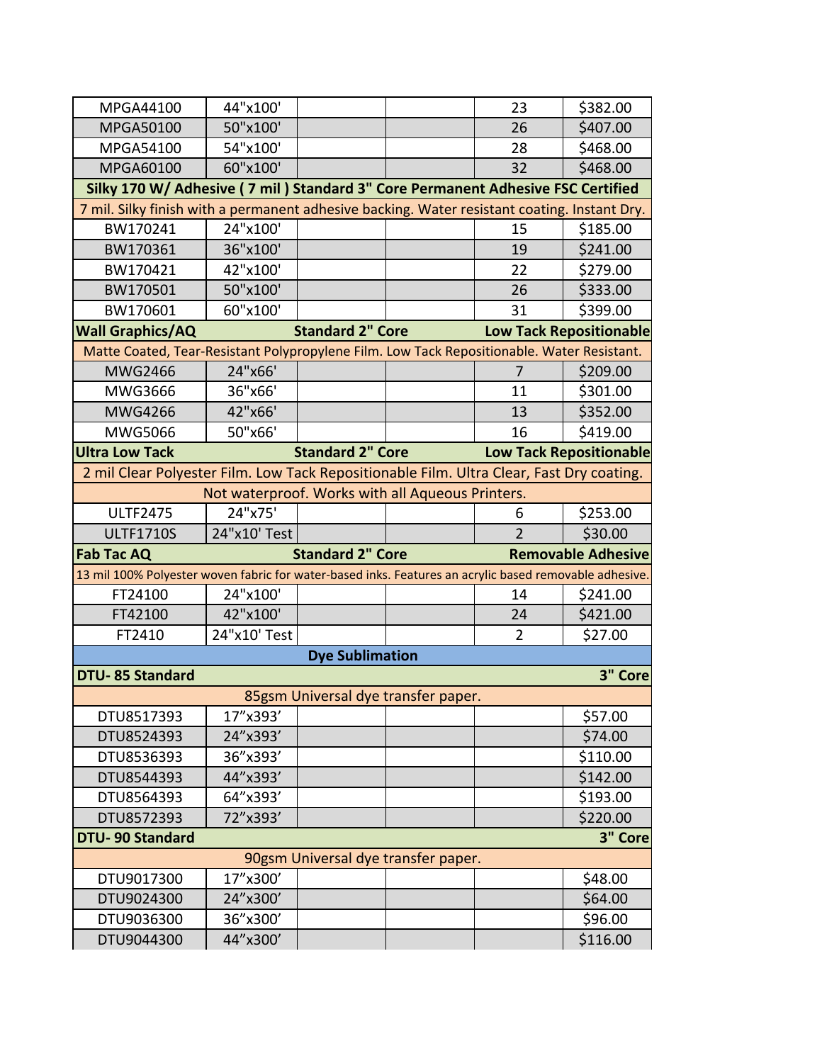| | | | | | |
|---|---|---|---|---|---|
| MPGA44100 | 44"x100' | | | 23 | $382.00 |
| MPGA50100 | 50"x100' | | | 26 | $407.00 |
| MPGA54100 | 54"x100' | | | 28 | $468.00 |
| MPGA60100 | 60"x100' | | | 32 | $468.00 |
| **Silky 170 W/ Adhesive ( 7 mil ) Standard 3" Core Permanent Adhesive FSC Certified** | | | | | |
| 7 mil. Silky finish with a permanent adhesive backing. Water resistant coating. Instant Dry. | | | | | |
| BW170241 | 24"x100' | | | 15 | $185.00 |
| BW170361 | 36"x100' | | | 19 | $241.00 |
| BW170421 | 42"x100' | | | 22 | $279.00 |
| BW170501 | 50"x100' | | | 26 | $333.00 |
| BW170601 | 60"x100' | | | 31 | $399.00 |
| **Wall Graphics/AQ** | | **Standard 2" Core** | | **Low Tack Repositionable** | |
| Matte Coated, Tear-Resistant Polypropylene Film. Low Tack Repositionable. Water Resistant. | | | | | |
| MWG2466 | 24"x66' | | | 7 | $209.00 |
| MWG3666 | 36"x66' | | | 11 | $301.00 |
| MWG4266 | 42"x66' | | | 13 | $352.00 |
| MWG5066 | 50"x66' | | | 16 | $419.00 |
| **Ultra Low Tack** | | **Standard 2" Core** | | **Low Tack Repositionable** | |
| 2 mil Clear Polyester Film. Low Tack Repositionable Film. Ultra Clear, Fast Dry coating. Not waterproof. Works with all Aqueous Printers. | | | | | |
| ULTF2475 | 24"x75' | | | 6 | $253.00 |
| ULTF1710S | 24"x10' Test | | | 2 | $30.00 |
| **Fab Tac AQ** | | **Standard 2" Core** | | **Removable Adhesive** | |
| 13 mil 100% Polyester woven fabric for water-based inks. Features an acrylic based removable adhesive. | | | | | |
| FT24100 | 24"x100' | | | 14 | $241.00 |
| FT42100 | 42"x100' | | | 24 | $421.00 |
| FT2410 | 24"x10' Test | | | 2 | $27.00 |
| **Dye Sublimation** | | | | | |
| **DTU- 85 Standard** | | | | | **3" Core** |
| 85gsm Universal dye transfer paper. | | | | | |
| DTU8517393 | 17"x393' | | | | $57.00 |
| DTU8524393 | 24"x393' | | | | $74.00 |
| DTU8536393 | 36"x393' | | | | $110.00 |
| DTU8544393 | 44"x393' | | | | $142.00 |
| DTU8564393 | 64"x393' | | | | $193.00 |
| DTU8572393 | 72"x393' | | | | $220.00 |
| **DTU- 90 Standard** | | | | | **3" Core** |
| 90gsm Universal dye transfer paper. | | | | | |
| DTU9017300 | 17"x300' | | | | $48.00 |
| DTU9024300 | 24"x300' | | | | $64.00 |
| DTU9036300 | 36"x300' | | | | $96.00 |
| DTU9044300 | 44"x300' | | | | $116.00 |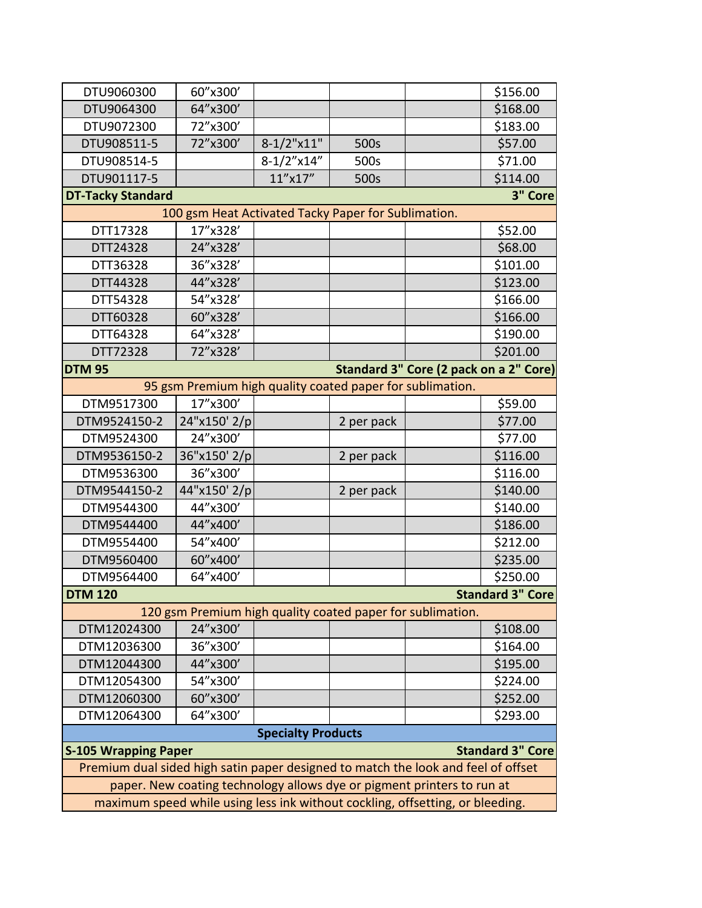| | | | | | |
|---|---|---|---|---|---|
| DTU9060300 | 60”x300’ | | | | $156.00 |
| DTU9064300 | 64”x300’ | | | | $168.00 |
| DTU9072300 | 72”x300’ | | | | $183.00 |
| DTU908511-5 | 72”x300’ | 8-1/2"x11" | 500s | | $57.00 |
| DTU908514-5 | | 8-1/2”x14” | 500s | | $71.00 |
| DTU901117-5 | | 11”x17” | 500s | | $114.00 |
| **DT-Tacky Standard** | | | | | **3" Core** |
| 100 gsm Heat Activated Tacky Paper for Sublimation. | | | | | |
| DTT17328 | 17”x328’ | | | | $52.00 |
| DTT24328 | 24”x328’ | | | | $68.00 |
| DTT36328 | 36”x328’ | | | | $101.00 |
| DTT44328 | 44”x328’ | | | | $123.00 |
| DTT54328 | 54”x328’ | | | | $166.00 |
| DTT60328 | 60”x328’ | | | | $166.00 |
| DTT64328 | 64”x328’ | | | | $190.00 |
| DTT72328 | 72”x328’ | | | | $201.00 |
| **DTM 95** | | | | | **Standard 3" Core (2 pack on a 2" Core)** |
| 95 gsm Premium high quality coated paper for sublimation. | | | | | |
| DTM9517300 | 17”x300’ | | | | $59.00 |
| DTM9524150-2 | 24"x150' 2/p | | 2 per pack | | $77.00 |
| DTM9524300 | 24”x300’ | | | | $77.00 |
| DTM9536150-2 | 36"x150' 2/p | | 2 per pack | | $116.00 |
| DTM9536300 | 36”x300’ | | | | $116.00 |
| DTM9544150-2 | 44"x150' 2/p | | 2 per pack | | $140.00 |
| DTM9544300 | 44”x300’ | | | | $140.00 |
| DTM9544400 | 44”x400’ | | | | $186.00 |
| DTM9554400 | 54”x400’ | | | | $212.00 |
| DTM9560400 | 60”x400’ | | | | $235.00 |
| DTM9564400 | 64”x400’ | | | | $250.00 |
| **DTM 120** | | | | | **Standard 3" Core** |
| 120 gsm Premium high quality coated paper for sublimation. | | | | | |
| DTM12024300 | 24”x300’ | | | | $108.00 |
| DTM12036300 | 36”x300’ | | | | $164.00 |
| DTM12044300 | 44”x300’ | | | | $195.00 |
| DTM12054300 | 54”x300’ | | | | $224.00 |
| DTM12060300 | 60”x300’ | | | | $252.00 |
| DTM12064300 | 64”x300’ | | | | $293.00 |
| **Specialty Products** | | | | | |
| **S-105 Wrapping Paper** | | | | | **Standard 3" Core** |
| Premium dual sided high satin paper designed to match the look and feel of offset paper. New coating technology allows dye or pigment printers to run at maximum speed while using less ink without cockling, offsetting, or bleeding. | | | | | |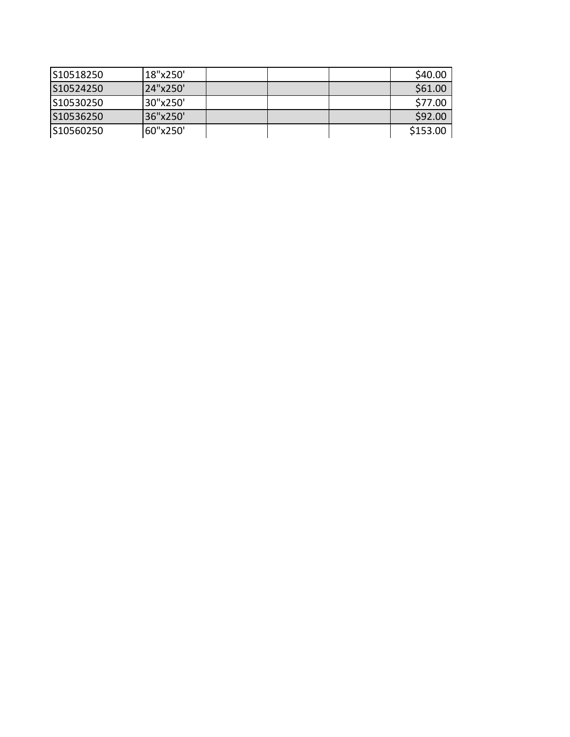| | | | | | |
|---|---|---|---|---|---|
| S10518250 | 18"x250' | | | | $40.00 |
| S10524250 | 24"x250' | | | | $61.00 |
| S10530250 | 30"x250' | | | | $77.00 |
| S10536250 | 36"x250' | | | | $92.00 |
| S10560250 | 60"x250' | | | | $153.00 |